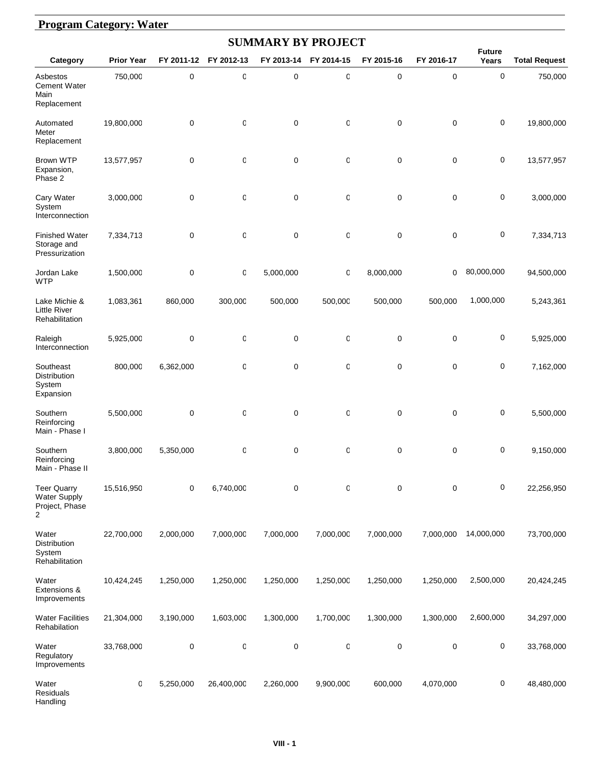## Program Category: Water

### SUMMARY BY PROJECT

| Category | Prior Year | FY 2011-12 | FY 2012-13 | FY 2013-14 | FY 2014-15 | FY 2015-16 | FY 2016-17 | Future Years | Total Request |
|---|---|---|---|---|---|---|---|---|---|
| Asbestos Cement Water Main Replacement | 750,000 | 0 | 0 | 0 | 0 | 0 | 0 | 0 | 750,000 |
| Automated Meter Replacement | 19,800,000 | 0 | 0 | 0 | 0 | 0 | 0 | 0 | 19,800,000 |
| Brown WTP Expansion, Phase 2 | 13,577,957 | 0 | 0 | 0 | 0 | 0 | 0 | 0 | 13,577,957 |
| Cary Water System Interconnection | 3,000,000 | 0 | 0 | 0 | 0 | 0 | 0 | 0 | 3,000,000 |
| Finished Water Storage and Pressurization | 7,334,713 | 0 | 0 | 0 | 0 | 0 | 0 | 0 | 7,334,713 |
| Jordan Lake WTP | 1,500,000 | 0 | 0 | 5,000,000 | 0 | 8,000,000 | 0 | 80,000,000 | 94,500,000 |
| Lake Michie & Little River Rehabilitation | 1,083,361 | 860,000 | 300,000 | 500,000 | 500,000 | 500,000 | 500,000 | 1,000,000 | 5,243,361 |
| Raleigh Interconnection | 5,925,000 | 0 | 0 | 0 | 0 | 0 | 0 | 0 | 5,925,000 |
| Southeast Distribution System Expansion | 800,000 | 6,362,000 | 0 | 0 | 0 | 0 | 0 | 0 | 7,162,000 |
| Southern Reinforcing Main - Phase I | 5,500,000 | 0 | 0 | 0 | 0 | 0 | 0 | 0 | 5,500,000 |
| Southern Reinforcing Main - Phase II | 3,800,000 | 5,350,000 | 0 | 0 | 0 | 0 | 0 | 0 | 9,150,000 |
| Teer Quarry Water Supply Project, Phase 2 | 15,516,950 | 0 | 6,740,000 | 0 | 0 | 0 | 0 | 0 | 22,256,950 |
| Water Distribution System Rehabilitation | 22,700,000 | 2,000,000 | 7,000,000 | 7,000,000 | 7,000,000 | 7,000,000 | 7,000,000 | 14,000,000 | 73,700,000 |
| Water Extensions & Improvements | 10,424,245 | 1,250,000 | 1,250,000 | 1,250,000 | 1,250,000 | 1,250,000 | 1,250,000 | 2,500,000 | 20,424,245 |
| Water Facilities Rehabilation | 21,304,000 | 3,190,000 | 1,603,000 | 1,300,000 | 1,700,000 | 1,300,000 | 1,300,000 | 2,600,000 | 34,297,000 |
| Water Regulatory Improvements | 33,768,000 | 0 | 0 | 0 | 0 | 0 | 0 | 0 | 33,768,000 |
| Water Residuals Handling | 0 | 5,250,000 | 26,400,000 | 2,260,000 | 9,900,000 | 600,000 | 4,070,000 | 0 | 48,480,000 |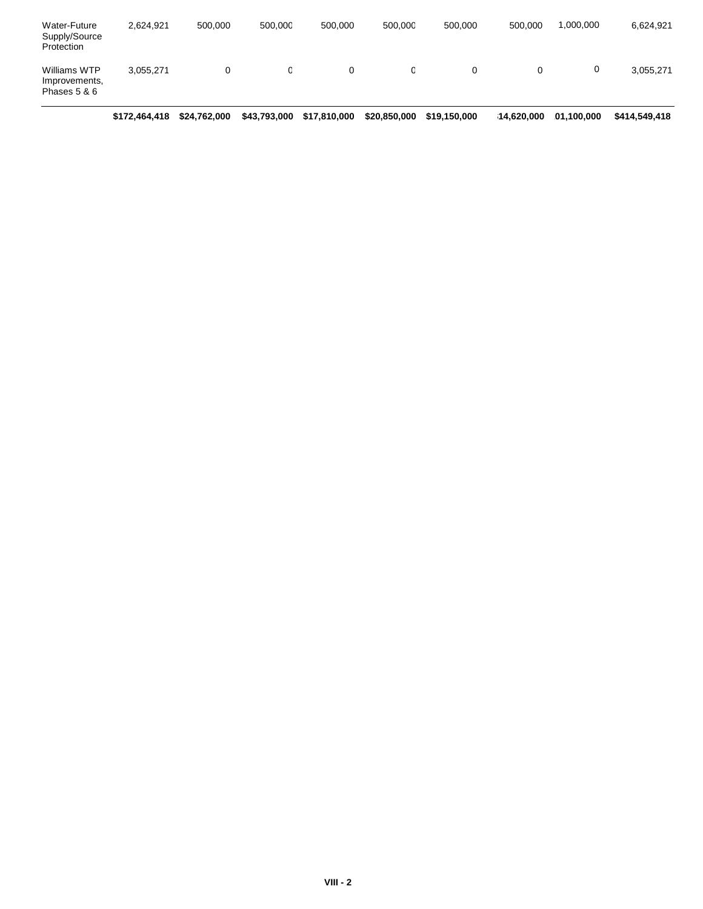| | | | | | | | | | |
|---|---|---|---|---|---|---|---|---|---|
| Water-Future Supply/Source Protection | 2,624,921 | 500,000 | 500,000 | 500,000 | 500,000 | 500,000 | 500,000 | 1,000,000 | 6,624,921 |
| Williams WTP Improvements, Phases 5 & 6 | 3,055,271 | 0 | 0 | 0 | 0 | 0 | 0 | 0 | 3,055,271 |
| | **$172,464,418** | **$24,762,000** | **$43,793,000** | **$17,810,000** | **$20,850,000** | **$19,150,000** | **14,620,000** | **01,100,000** | **$414,549,418** |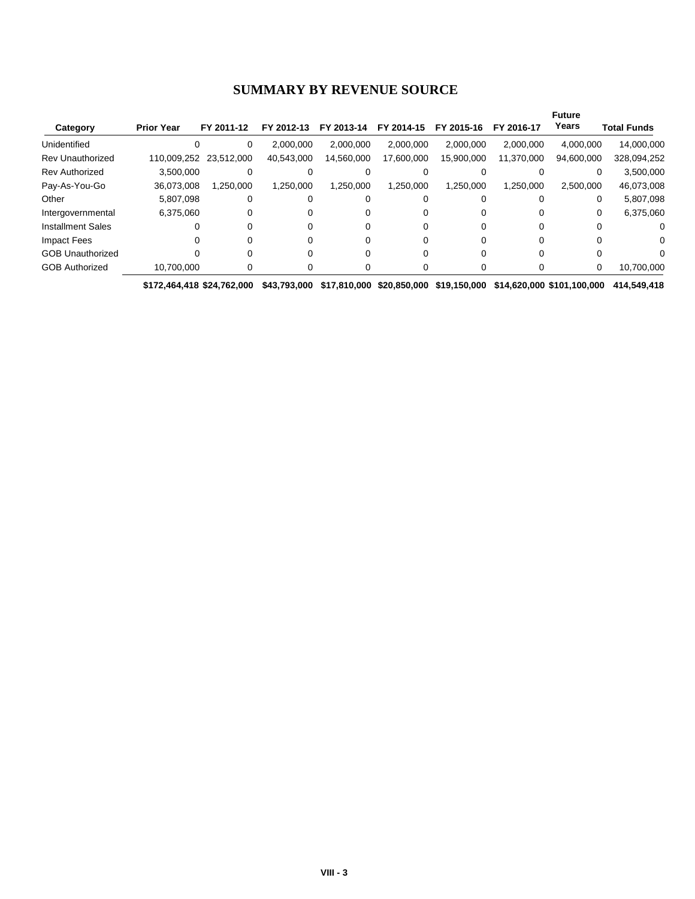# SUMMARY BY REVENUE SOURCE

| Category | Prior Year | FY 2011-12 | FY 2012-13 | FY 2013-14 | FY 2014-15 | FY 2015-16 | FY 2016-17 | Future Years | Total Funds |
|---|---|---|---|---|---|---|---|---|---|
| Unidentified | 0 | 0 | 2,000,000 | 2,000,000 | 2,000,000 | 2,000,000 | 2,000,000 | 4,000,000 | 14,000,000 |
| Rev Unauthorized | 110,009,252 | 23,512,000 | 40,543,000 | 14,560,000 | 17,600,000 | 15,900,000 | 11,370,000 | 94,600,000 | 328,094,252 |
| Rev Authorized | 3,500,000 | 0 | 0 | 0 | 0 | 0 | 0 | 0 | 3,500,000 |
| Pay-As-You-Go | 36,073,008 | 1,250,000 | 1,250,000 | 1,250,000 | 1,250,000 | 1,250,000 | 1,250,000 | 2,500,000 | 46,073,008 |
| Other | 5,807,098 | 0 | 0 | 0 | 0 | 0 | 0 | 0 | 5,807,098 |
| Intergovernmental | 6,375,060 | 0 | 0 | 0 | 0 | 0 | 0 | 0 | 6,375,060 |
| Installment Sales | 0 | 0 | 0 | 0 | 0 | 0 | 0 | 0 | 0 |
| Impact Fees | 0 | 0 | 0 | 0 | 0 | 0 | 0 | 0 | 0 |
| GOB Unauthorized | 0 | 0 | 0 | 0 | 0 | 0 | 0 | 0 | 0 |
| GOB Authorized | 10,700,000 | 0 | 0 | 0 | 0 | 0 | 0 | 0 | 10,700,000 |
| | **$172,464,418** | **$24,762,000** | **$43,793,000** | **$17,810,000** | **$20,850,000** | **$19,150,000** | **$14,620,000** | **$101,100,000** | **414,549,418** |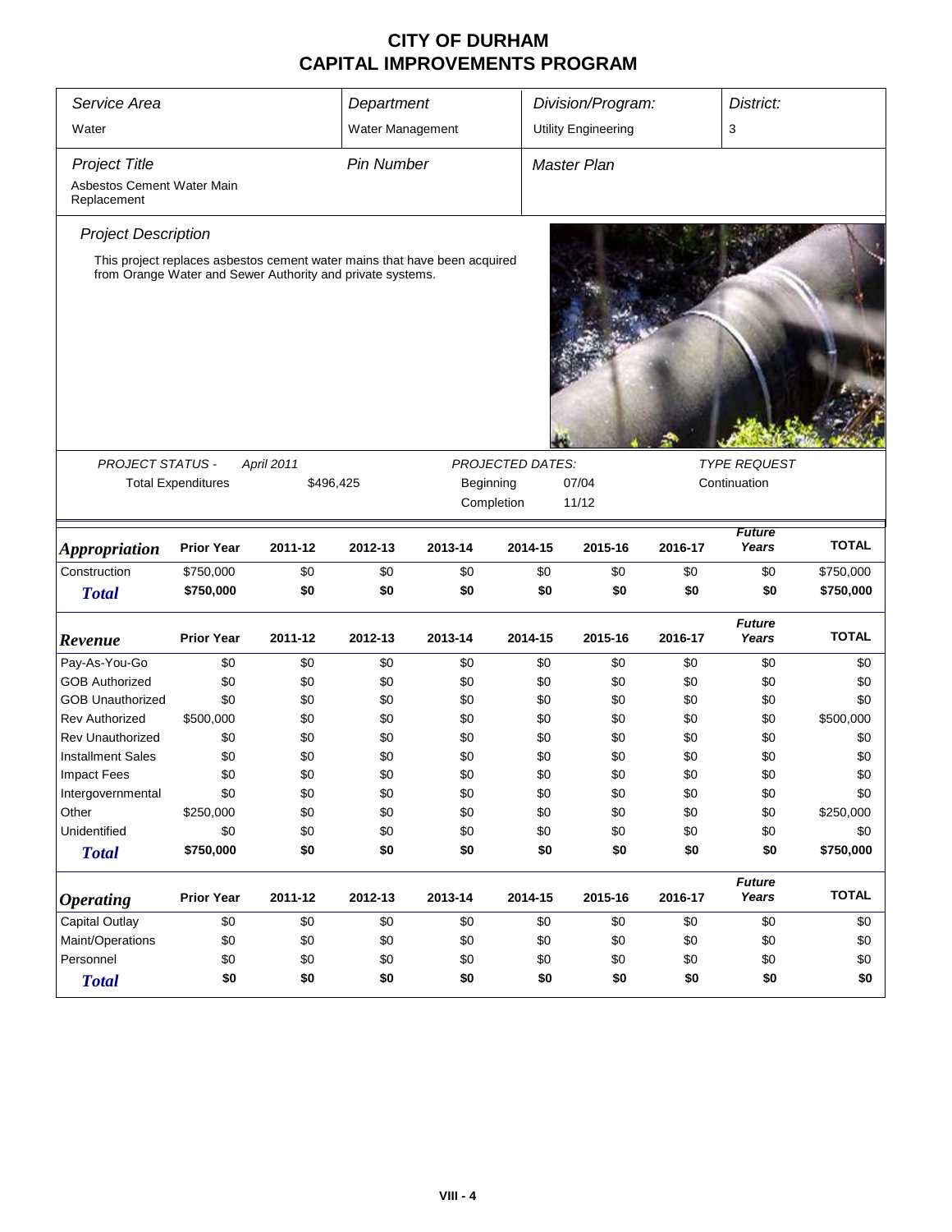# CITY OF DURHAM
# CAPITAL IMPROVEMENTS PROGRAM

| *Service Area* | *Department* | *Division/Program:* | *District:* |
|---|---|---|---|
| Water | Water Management | Utility Engineering | 3 |

| *Project Title* | *Pin Number* | *Master Plan* |
|---|---|---|
| Asbestos Cement Water Main Replacement | | |

*Project Description*

This project replaces asbestos cement water mains that have been acquired from Orange Water and Sewer Authority and private systems.

| *PROJECT STATUS -* | *April 2011* | *PROJECTED DATES:* | | *TYPE REQUEST* |
|---|---|---|---|---|
| Total Expenditures | $496,425 | Beginning | 07/04 | Continuation |
| | | Completion | 11/12 | |

| *Appropriation* | Prior Year | 2011-12 | 2012-13 | 2013-14 | 2014-15 | 2015-16 | 2016-17 | *Future Years* | TOTAL |
|---|---|---|---|---|---|---|---|---|---|
| Construction | $750,000 | $0 | $0 | $0 | $0 | $0 | $0 | $0 | $750,000 |
| **Total** | **$750,000** | **$0** | **$0** | **$0** | **$0** | **$0** | **$0** | **$0** | **$750,000** |

| *Revenue* | Prior Year | 2011-12 | 2012-13 | 2013-14 | 2014-15 | 2015-16 | 2016-17 | *Future Years* | TOTAL |
|---|---|---|---|---|---|---|---|---|---|
| Pay-As-You-Go | $0 | $0 | $0 | $0 | $0 | $0 | $0 | $0 | $0 |
| GOB Authorized | $0 | $0 | $0 | $0 | $0 | $0 | $0 | $0 | $0 |
| GOB Unauthorized | $0 | $0 | $0 | $0 | $0 | $0 | $0 | $0 | $0 |
| Rev Authorized | $500,000 | $0 | $0 | $0 | $0 | $0 | $0 | $0 | $500,000 |
| Rev Unauthorized | $0 | $0 | $0 | $0 | $0 | $0 | $0 | $0 | $0 |
| Installment Sales | $0 | $0 | $0 | $0 | $0 | $0 | $0 | $0 | $0 |
| Impact Fees | $0 | $0 | $0 | $0 | $0 | $0 | $0 | $0 | $0 |
| Intergovernmental | $0 | $0 | $0 | $0 | $0 | $0 | $0 | $0 | $0 |
| Other | $250,000 | $0 | $0 | $0 | $0 | $0 | $0 | $0 | $250,000 |
| Unidentified | $0 | $0 | $0 | $0 | $0 | $0 | $0 | $0 | $0 |
| **Total** | **$750,000** | **$0** | **$0** | **$0** | **$0** | **$0** | **$0** | **$0** | **$750,000** |

| *Operating* | Prior Year | 2011-12 | 2012-13 | 2013-14 | 2014-15 | 2015-16 | 2016-17 | *Future Years* | TOTAL |
|---|---|---|---|---|---|---|---|---|---|
| Capital Outlay | $0 | $0 | $0 | $0 | $0 | $0 | $0 | $0 | $0 |
| Maint/Operations | $0 | $0 | $0 | $0 | $0 | $0 | $0 | $0 | $0 |
| Personnel | $0 | $0 | $0 | $0 | $0 | $0 | $0 | $0 | $0 |
| **Total** | **$0** | **$0** | **$0** | **$0** | **$0** | **$0** | **$0** | **$0** | **$0** |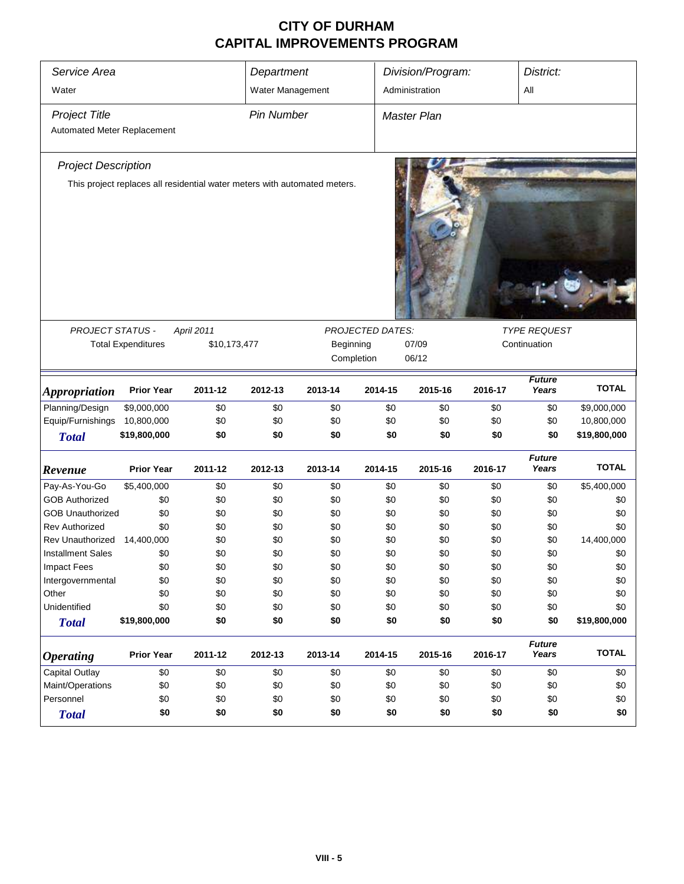# CITY OF DURHAM
## CAPITAL IMPROVEMENTS PROGRAM

| *Service Area* | *Department* | *Division/Program:* | *District:* |
|---|---|---|---|
| Water | Water Management | Administration | All |

| *Project Title* | *Pin Number* | *Master Plan* |
|---|---|---|
| Automated Meter Replacement | | |

*Project Description*

This project replaces all residential water meters with automated meters.

| *PROJECT STATUS -* | *April 2011* | *PROJECTED DATES:* | | *TYPE REQUEST* |
|---|---|---|---|---|
| Total Expenditures | $10,173,477 | Beginning | 07/09 | Continuation |
| | | Completion | 06/12 | |

| *Appropriation* | Prior Year | 2011-12 | 2012-13 | 2013-14 | 2014-15 | 2015-16 | 2016-17 | *Future Years* | TOTAL |
|---|---|---|---|---|---|---|---|---|---|
| Planning/Design | $9,000,000 | $0 | $0 | $0 | $0 | $0 | $0 | $0 | $9,000,000 |
| Equip/Furnishings | 10,800,000 | $0 | $0 | $0 | $0 | $0 | $0 | $0 | 10,800,000 |
| ***Total*** | **$19,800,000** | **$0** | **$0** | **$0** | **$0** | **$0** | **$0** | **$0** | **$19,800,000** |

| *Revenue* | Prior Year | 2011-12 | 2012-13 | 2013-14 | 2014-15 | 2015-16 | 2016-17 | *Future Years* | TOTAL |
|---|---|---|---|---|---|---|---|---|---|
| Pay-As-You-Go | $5,400,000 | $0 | $0 | $0 | $0 | $0 | $0 | $0 | $5,400,000 |
| GOB Authorized | $0 | $0 | $0 | $0 | $0 | $0 | $0 | $0 | $0 |
| GOB Unauthorized | $0 | $0 | $0 | $0 | $0 | $0 | $0 | $0 | $0 |
| Rev Authorized | $0 | $0 | $0 | $0 | $0 | $0 | $0 | $0 | $0 |
| Rev Unauthorized | 14,400,000 | $0 | $0 | $0 | $0 | $0 | $0 | $0 | 14,400,000 |
| Installment Sales | $0 | $0 | $0 | $0 | $0 | $0 | $0 | $0 | $0 |
| Impact Fees | $0 | $0 | $0 | $0 | $0 | $0 | $0 | $0 | $0 |
| Intergovernmental | $0 | $0 | $0 | $0 | $0 | $0 | $0 | $0 | $0 |
| Other | $0 | $0 | $0 | $0 | $0 | $0 | $0 | $0 | $0 |
| Unidentified | $0 | $0 | $0 | $0 | $0 | $0 | $0 | $0 | $0 |
| ***Total*** | **$19,800,000** | **$0** | **$0** | **$0** | **$0** | **$0** | **$0** | **$0** | **$19,800,000** |

| *Operating* | Prior Year | 2011-12 | 2012-13 | 2013-14 | 2014-15 | 2015-16 | 2016-17 | *Future Years* | TOTAL |
|---|---|---|---|---|---|---|---|---|---|
| Capital Outlay | $0 | $0 | $0 | $0 | $0 | $0 | $0 | $0 | $0 |
| Maint/Operations | $0 | $0 | $0 | $0 | $0 | $0 | $0 | $0 | $0 |
| Personnel | $0 | $0 | $0 | $0 | $0 | $0 | $0 | $0 | $0 |
| ***Total*** | **$0** | **$0** | **$0** | **$0** | **$0** | **$0** | **$0** | **$0** | **$0** |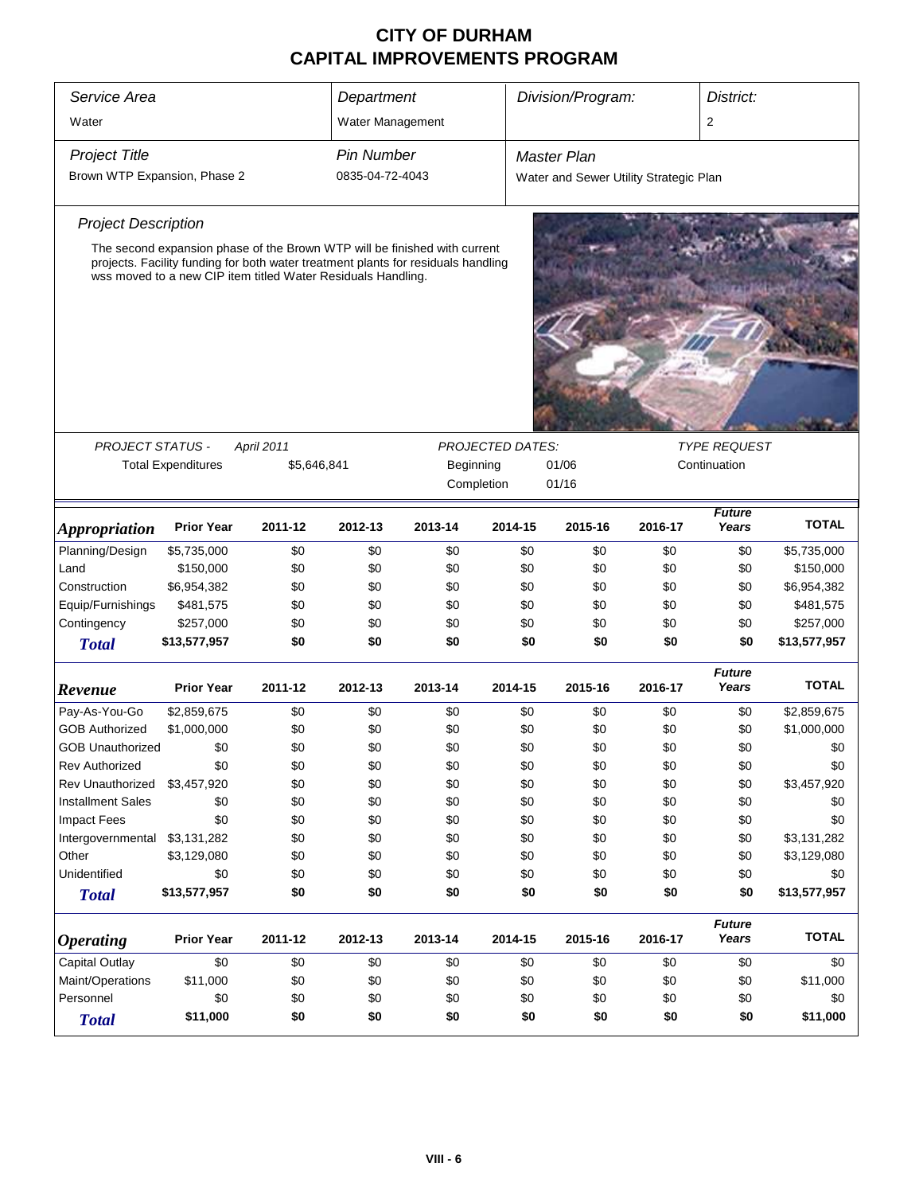# CITY OF DURHAM
# CAPITAL IMPROVEMENTS PROGRAM

| *Service Area* | *Department* | *Division/Program:* | *District:* |
|---|---|---|---|
| Water | Water Management | | 2 |

| *Project Title* | *Pin Number* | *Master Plan* |
|---|---|---|
| Brown WTP Expansion, Phase 2 | 0835-04-72-4043 | Water and Sewer Utility Strategic Plan |

*Project Description*

The second expansion phase of the Brown WTP will be finished with current projects. Facility funding for both water treatment plants for residuals handling wss moved to a new CIP item titled Water Residuals Handling.

| *PROJECT STATUS -* | *April 2011* | *PROJECTED DATES:* | | *TYPE REQUEST* |
|---|---|---|---|---|
| Total Expenditures | $5,646,841 | Beginning | 01/06 | Continuation |
| | | Completion | 01/16 | |

| *Appropriation* | Prior Year | 2011-12 | 2012-13 | 2013-14 | 2014-15 | 2015-16 | 2016-17 | *Future Years* | TOTAL |
|---|---|---|---|---|---|---|---|---|---|
| Planning/Design | $5,735,000 | $0 | $0 | $0 | $0 | $0 | $0 | $0 | $5,735,000 |
| Land | $150,000 | $0 | $0 | $0 | $0 | $0 | $0 | $0 | $150,000 |
| Construction | $6,954,382 | $0 | $0 | $0 | $0 | $0 | $0 | $0 | $6,954,382 |
| Equip/Furnishings | $481,575 | $0 | $0 | $0 | $0 | $0 | $0 | $0 | $481,575 |
| Contingency | $257,000 | $0 | $0 | $0 | $0 | $0 | $0 | $0 | $257,000 |
| ***Total*** | **$13,577,957** | **$0** | **$0** | **$0** | **$0** | **$0** | **$0** | **$0** | **$13,577,957** |

| *Revenue* | Prior Year | 2011-12 | 2012-13 | 2013-14 | 2014-15 | 2015-16 | 2016-17 | *Future Years* | TOTAL |
|---|---|---|---|---|---|---|---|---|---|
| Pay-As-You-Go | $2,859,675 | $0 | $0 | $0 | $0 | $0 | $0 | $0 | $2,859,675 |
| GOB Authorized | $1,000,000 | $0 | $0 | $0 | $0 | $0 | $0 | $0 | $1,000,000 |
| GOB Unauthorized | $0 | $0 | $0 | $0 | $0 | $0 | $0 | $0 | $0 |
| Rev Authorized | $0 | $0 | $0 | $0 | $0 | $0 | $0 | $0 | $0 |
| Rev Unauthorized | $3,457,920 | $0 | $0 | $0 | $0 | $0 | $0 | $0 | $3,457,920 |
| Installment Sales | $0 | $0 | $0 | $0 | $0 | $0 | $0 | $0 | $0 |
| Impact Fees | $0 | $0 | $0 | $0 | $0 | $0 | $0 | $0 | $0 |
| Intergovernmental | $3,131,282 | $0 | $0 | $0 | $0 | $0 | $0 | $0 | $3,131,282 |
| Other | $3,129,080 | $0 | $0 | $0 | $0 | $0 | $0 | $0 | $3,129,080 |
| Unidentified | $0 | $0 | $0 | $0 | $0 | $0 | $0 | $0 | $0 |
| ***Total*** | **$13,577,957** | **$0** | **$0** | **$0** | **$0** | **$0** | **$0** | **$0** | **$13,577,957** |

| *Operating* | Prior Year | 2011-12 | 2012-13 | 2013-14 | 2014-15 | 2015-16 | 2016-17 | *Future Years* | TOTAL |
|---|---|---|---|---|---|---|---|---|---|
| Capital Outlay | $0 | $0 | $0 | $0 | $0 | $0 | $0 | $0 | $0 |
| Maint/Operations | $11,000 | $0 | $0 | $0 | $0 | $0 | $0 | $0 | $11,000 |
| Personnel | $0 | $0 | $0 | $0 | $0 | $0 | $0 | $0 | $0 |
| ***Total*** | **$11,000** | **$0** | **$0** | **$0** | **$0** | **$0** | **$0** | **$0** | **$11,000** |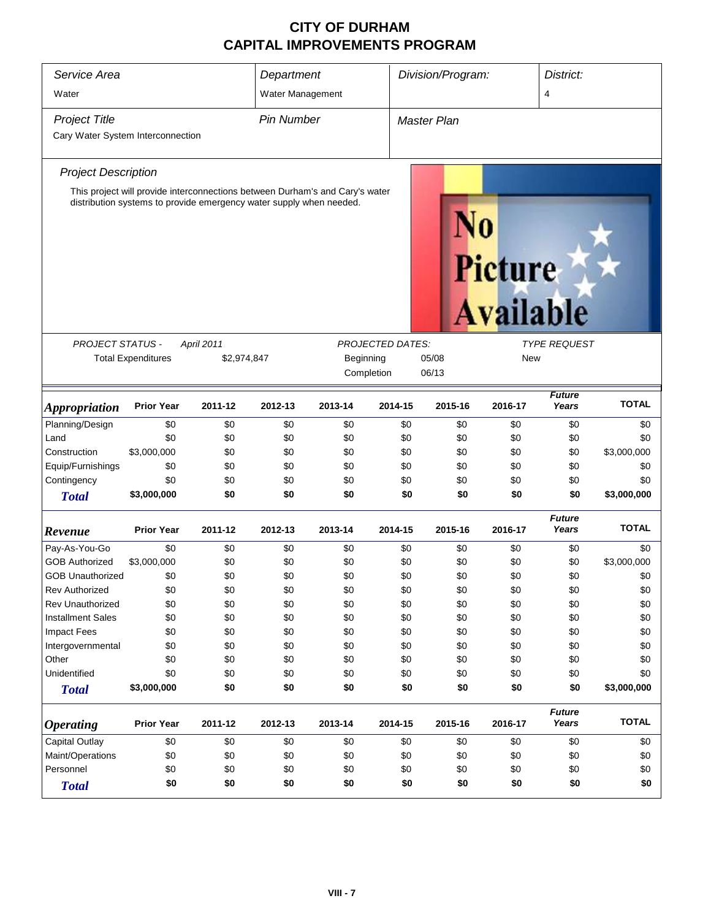# CITY OF DURHAM
# CAPITAL IMPROVEMENTS PROGRAM

| *Service Area* | *Department* | *Division/Program:* | *District:* |
|---|---|---|---|
| Water | Water Management | | 4 |

| *Project Title* | *Pin Number* | *Master Plan* |
|---|---|---|
| Cary Water System Interconnection | | |

*Project Description*

This project will provide interconnections between Durham's and Cary's water distribution systems to provide emergency water supply when needed.

| *PROJECT STATUS -* | *April 2011* | *PROJECTED DATES:* | | *TYPE REQUEST* |
|---|---|---|---|---|
| Total Expenditures | $2,974,847 | Beginning | 05/08 | New |
| | | Completion | 06/13 | |

| ***Appropriation*** | **Prior Year** | **2011-12** | **2012-13** | **2013-14** | **2014-15** | **2015-16** | **2016-17** | ***Future Years*** | **TOTAL** |
|---|---|---|---|---|---|---|---|---|---|
| Planning/Design | $0 | $0 | $0 | $0 | $0 | $0 | $0 | $0 | $0 |
| Land | $0 | $0 | $0 | $0 | $0 | $0 | $0 | $0 | $0 |
| Construction | $3,000,000 | $0 | $0 | $0 | $0 | $0 | $0 | $0 | $3,000,000 |
| Equip/Furnishings | $0 | $0 | $0 | $0 | $0 | $0 | $0 | $0 | $0 |
| Contingency | $0 | $0 | $0 | $0 | $0 | $0 | $0 | $0 | $0 |
| ***Total*** | **$3,000,000** | **$0** | **$0** | **$0** | **$0** | **$0** | **$0** | **$0** | **$3,000,000** |

| ***Revenue*** | **Prior Year** | **2011-12** | **2012-13** | **2013-14** | **2014-15** | **2015-16** | **2016-17** | ***Future Years*** | **TOTAL** |
|---|---|---|---|---|---|---|---|---|---|
| Pay-As-You-Go | $0 | $0 | $0 | $0 | $0 | $0 | $0 | $0 | $0 |
| GOB Authorized | $3,000,000 | $0 | $0 | $0 | $0 | $0 | $0 | $0 | $3,000,000 |
| GOB Unauthorized | $0 | $0 | $0 | $0 | $0 | $0 | $0 | $0 | $0 |
| Rev Authorized | $0 | $0 | $0 | $0 | $0 | $0 | $0 | $0 | $0 |
| Rev Unauthorized | $0 | $0 | $0 | $0 | $0 | $0 | $0 | $0 | $0 |
| Installment Sales | $0 | $0 | $0 | $0 | $0 | $0 | $0 | $0 | $0 |
| Impact Fees | $0 | $0 | $0 | $0 | $0 | $0 | $0 | $0 | $0 |
| Intergovernmental | $0 | $0 | $0 | $0 | $0 | $0 | $0 | $0 | $0 |
| Other | $0 | $0 | $0 | $0 | $0 | $0 | $0 | $0 | $0 |
| Unidentified | $0 | $0 | $0 | $0 | $0 | $0 | $0 | $0 | $0 |
| ***Total*** | **$3,000,000** | **$0** | **$0** | **$0** | **$0** | **$0** | **$0** | **$0** | **$3,000,000** |

| ***Operating*** | **Prior Year** | **2011-12** | **2012-13** | **2013-14** | **2014-15** | **2015-16** | **2016-17** | ***Future Years*** | **TOTAL** |
|---|---|---|---|---|---|---|---|---|---|
| Capital Outlay | $0 | $0 | $0 | $0 | $0 | $0 | $0 | $0 | $0 |
| Maint/Operations | $0 | $0 | $0 | $0 | $0 | $0 | $0 | $0 | $0 |
| Personnel | $0 | $0 | $0 | $0 | $0 | $0 | $0 | $0 | $0 |
| ***Total*** | **$0** | **$0** | **$0** | **$0** | **$0** | **$0** | **$0** | **$0** | **$0** |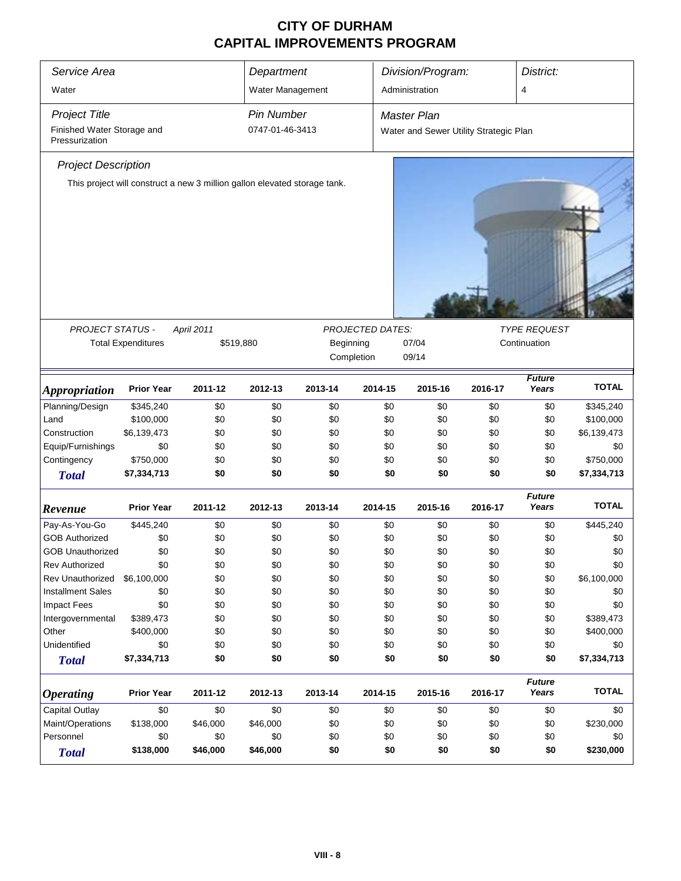# CITY OF DURHAM
# CAPITAL IMPROVEMENTS PROGRAM

| Service Area | Department | Division/Program: | District: |
|---|---|---|---|
| Water | Water Management | Administration | 4 |

| Project Title | Pin Number | Master Plan |
|---|---|---|
| Finished Water Storage and Pressurization | 0747-01-46-3413 | Water and Sewer Utility Strategic Plan |

*Project Description*

This project will construct a new 3 million gallon elevated storage tank.

PROJECT STATUS - April 2011

Total Expenditures $519,880

PROJECTED DATES:

Beginning 07/04

Completion 09/14

TYPE REQUEST

Continuation

| Appropriation | Prior Year | 2011-12 | 2012-13 | 2013-14 | 2014-15 | 2015-16 | 2016-17 | Future Years | TOTAL |
|---|---|---|---|---|---|---|---|---|---|
| Planning/Design | $345,240 | $0 | $0 | $0 | $0 | $0 | $0 | $0 | $345,240 |
| Land | $100,000 | $0 | $0 | $0 | $0 | $0 | $0 | $0 | $100,000 |
| Construction | $6,139,473 | $0 | $0 | $0 | $0 | $0 | $0 | $0 | $6,139,473 |
| Equip/Furnishings | $0 | $0 | $0 | $0 | $0 | $0 | $0 | $0 | $0 |
| Contingency | $750,000 | $0 | $0 | $0 | $0 | $0 | $0 | $0 | $750,000 |
| **Total** | **$7,334,713** | **$0** | **$0** | **$0** | **$0** | **$0** | **$0** | **$0** | **$7,334,713** |

| Revenue | Prior Year | 2011-12 | 2012-13 | 2013-14 | 2014-15 | 2015-16 | 2016-17 | Future Years | TOTAL |
|---|---|---|---|---|---|---|---|---|---|
| Pay-As-You-Go | $445,240 | $0 | $0 | $0 | $0 | $0 | $0 | $0 | $445,240 |
| GOB Authorized | $0 | $0 | $0 | $0 | $0 | $0 | $0 | $0 | $0 |
| GOB Unauthorized | $0 | $0 | $0 | $0 | $0 | $0 | $0 | $0 | $0 |
| Rev Authorized | $0 | $0 | $0 | $0 | $0 | $0 | $0 | $0 | $0 |
| Rev Unauthorized | $6,100,000 | $0 | $0 | $0 | $0 | $0 | $0 | $0 | $6,100,000 |
| Installment Sales | $0 | $0 | $0 | $0 | $0 | $0 | $0 | $0 | $0 |
| Impact Fees | $0 | $0 | $0 | $0 | $0 | $0 | $0 | $0 | $0 |
| Intergovernmental | $389,473 | $0 | $0 | $0 | $0 | $0 | $0 | $0 | $389,473 |
| Other | $400,000 | $0 | $0 | $0 | $0 | $0 | $0 | $0 | $400,000 |
| Unidentified | $0 | $0 | $0 | $0 | $0 | $0 | $0 | $0 | $0 |
| **Total** | **$7,334,713** | **$0** | **$0** | **$0** | **$0** | **$0** | **$0** | **$0** | **$7,334,713** |

| Operating | Prior Year | 2011-12 | 2012-13 | 2013-14 | 2014-15 | 2015-16 | 2016-17 | Future Years | TOTAL |
|---|---|---|---|---|---|---|---|---|---|
| Capital Outlay | $0 | $0 | $0 | $0 | $0 | $0 | $0 | $0 | $0 |
| Maint/Operations | $138,000 | $46,000 | $46,000 | $0 | $0 | $0 | $0 | $0 | $230,000 |
| Personnel | $0 | $0 | $0 | $0 | $0 | $0 | $0 | $0 | $0 |
| **Total** | **$138,000** | **$46,000** | **$46,000** | **$0** | **$0** | **$0** | **$0** | **$0** | **$230,000** |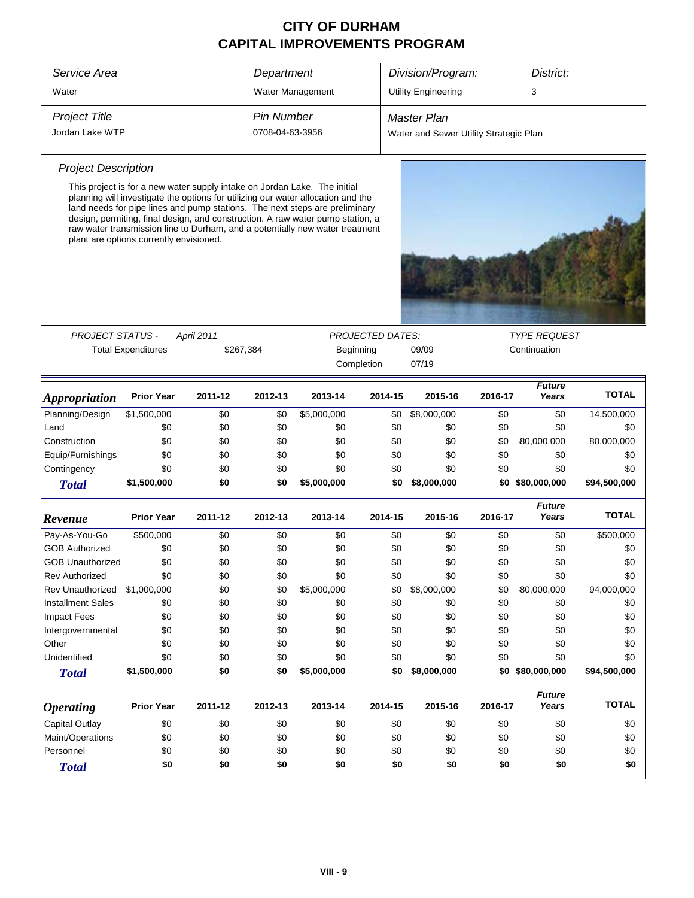# CITY OF DURHAM
# CAPITAL IMPROVEMENTS PROGRAM

| *Service Area* | *Department* | *Division/Program:* | *District:* |
|---|---|---|---|
| Water | Water Management | Utility Engineering | 3 |

| *Project Title* | *Pin Number* | *Master Plan* |
|---|---|---|
| Jordan Lake WTP | 0708-04-63-3956 | Water and Sewer Utility Strategic Plan |

*Project Description*

This project is for a new water supply intake on Jordan Lake. The initial planning will investigate the options for utilizing our water allocation and the land needs for pipe lines and pump stations. The next steps are preliminary design, permiting, final design, and construction. A raw water pump station, a raw water transmission line to Durham, and a potentially new water treatment plant are options currently envisioned.

| *PROJECT STATUS -* | *April 2011* | *PROJECTED DATES:* | | *TYPE REQUEST* |
|---|---|---|---|---|
| Total Expenditures | $267,384 | Beginning | 09/09 | Continuation |
| | | Completion | 07/19 | |

| *Appropriation* | Prior Year | 2011-12 | 2012-13 | 2013-14 | 2014-15 | 2015-16 | 2016-17 | *Future Years* | TOTAL |
|---|---|---|---|---|---|---|---|---|---|
| Planning/Design | $1,500,000 | $0 | $0 | $5,000,000 | $0 | $8,000,000 | $0 | $0 | 14,500,000 |
| Land | $0 | $0 | $0 | $0 | $0 | $0 | $0 | $0 | $0 |
| Construction | $0 | $0 | $0 | $0 | $0 | $0 | $0 | 80,000,000 | 80,000,000 |
| Equip/Furnishings | $0 | $0 | $0 | $0 | $0 | $0 | $0 | $0 | $0 |
| Contingency | $0 | $0 | $0 | $0 | $0 | $0 | $0 | $0 | $0 |
| ***Total*** | **$1,500,000** | **$0** | **$0** | **$5,000,000** | **$0** | **$8,000,000** | **$0** | **$80,000,000** | **$94,500,000** |

| *Revenue* | Prior Year | 2011-12 | 2012-13 | 2013-14 | 2014-15 | 2015-16 | 2016-17 | *Future Years* | TOTAL |
|---|---|---|---|---|---|---|---|---|---|
| Pay-As-You-Go | $500,000 | $0 | $0 | $0 | $0 | $0 | $0 | $0 | $500,000 |
| GOB Authorized | $0 | $0 | $0 | $0 | $0 | $0 | $0 | $0 | $0 |
| GOB Unauthorized | $0 | $0 | $0 | $0 | $0 | $0 | $0 | $0 | $0 |
| Rev Authorized | $0 | $0 | $0 | $0 | $0 | $0 | $0 | $0 | $0 |
| Rev Unauthorized | $1,000,000 | $0 | $0 | $5,000,000 | $0 | $8,000,000 | $0 | 80,000,000 | 94,000,000 |
| Installment Sales | $0 | $0 | $0 | $0 | $0 | $0 | $0 | $0 | $0 |
| Impact Fees | $0 | $0 | $0 | $0 | $0 | $0 | $0 | $0 | $0 |
| Intergovernmental | $0 | $0 | $0 | $0 | $0 | $0 | $0 | $0 | $0 |
| Other | $0 | $0 | $0 | $0 | $0 | $0 | $0 | $0 | $0 |
| Unidentified | $0 | $0 | $0 | $0 | $0 | $0 | $0 | $0 | $0 |
| ***Total*** | **$1,500,000** | **$0** | **$0** | **$5,000,000** | **$0** | **$8,000,000** | **$0** | **$80,000,000** | **$94,500,000** |

| *Operating* | Prior Year | 2011-12 | 2012-13 | 2013-14 | 2014-15 | 2015-16 | 2016-17 | *Future Years* | TOTAL |
|---|---|---|---|---|---|---|---|---|---|
| Capital Outlay | $0 | $0 | $0 | $0 | $0 | $0 | $0 | $0 | $0 |
| Maint/Operations | $0 | $0 | $0 | $0 | $0 | $0 | $0 | $0 | $0 |
| Personnel | $0 | $0 | $0 | $0 | $0 | $0 | $0 | $0 | $0 |
| ***Total*** | **$0** | **$0** | **$0** | **$0** | **$0** | **$0** | **$0** | **$0** | **$0** |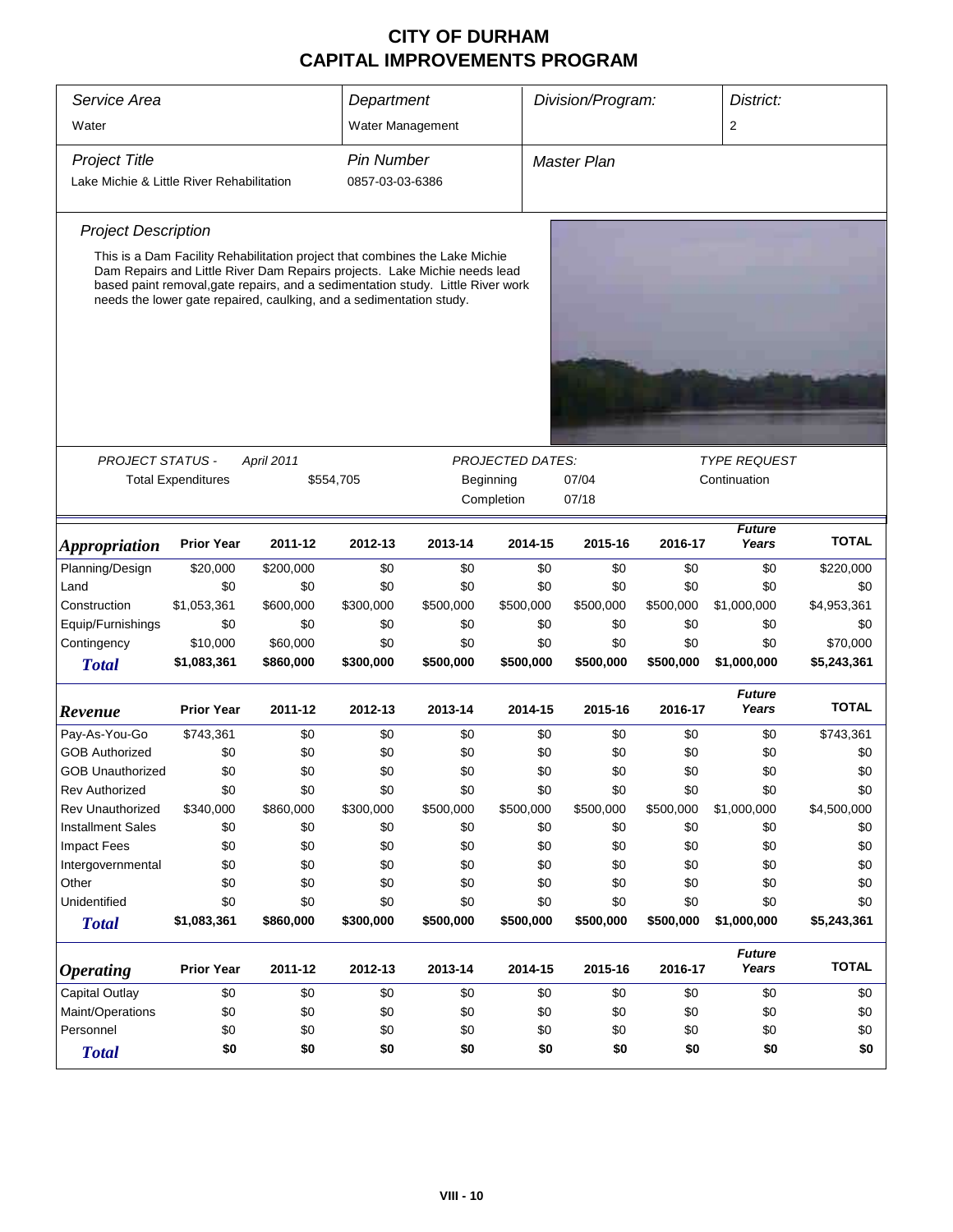# CITY OF DURHAM
# CAPITAL IMPROVEMENTS PROGRAM

| *Service Area* | *Department* | *Division/Program:* | *District:* |
|---|---|---|---|
| Water | Water Management | | 2 |

| *Project Title* | *Pin Number* | *Master Plan* |
|---|---|---|
| Lake Michie & Little River Rehabilitation | 0857-03-03-6386 | |

### *Project Description*

This is a Dam Facility Rehabilitation project that combines the Lake Michie Dam Repairs and Little River Dam Repairs projects. Lake Michie needs lead based paint removal,gate repairs, and a sedimentation study. Little River work needs the lower gate repaired, caulking, and a sedimentation study.

| *PROJECT STATUS -* | *April 2011* | *PROJECTED DATES:* | | *TYPE REQUEST* |
|---|---|---|---|---|
| Total Expenditures | $554,705 | Beginning | 07/04 | Continuation |
| | | Completion | 07/18 | |

| *Appropriation* | Prior Year | 2011-12 | 2012-13 | 2013-14 | 2014-15 | 2015-16 | 2016-17 | *Future Years* | TOTAL |
|---|---|---|---|---|---|---|---|---|---|
| Planning/Design | $20,000 | $200,000 | $0 | $0 | $0 | $0 | $0 | $0 | $220,000 |
| Land | $0 | $0 | $0 | $0 | $0 | $0 | $0 | $0 | $0 |
| Construction | $1,053,361 | $600,000 | $300,000 | $500,000 | $500,000 | $500,000 | $500,000 | $1,000,000 | $4,953,361 |
| Equip/Furnishings | $0 | $0 | $0 | $0 | $0 | $0 | $0 | $0 | $0 |
| Contingency | $10,000 | $60,000 | $0 | $0 | $0 | $0 | $0 | $0 | $70,000 |
| ***Total*** | **$1,083,361** | **$860,000** | **$300,000** | **$500,000** | **$500,000** | **$500,000** | **$500,000** | **$1,000,000** | **$5,243,361** |

| *Revenue* | Prior Year | 2011-12 | 2012-13 | 2013-14 | 2014-15 | 2015-16 | 2016-17 | *Future Years* | TOTAL |
|---|---|---|---|---|---|---|---|---|---|
| Pay-As-You-Go | $743,361 | $0 | $0 | $0 | $0 | $0 | $0 | $0 | $743,361 |
| GOB Authorized | $0 | $0 | $0 | $0 | $0 | $0 | $0 | $0 | $0 |
| GOB Unauthorized | $0 | $0 | $0 | $0 | $0 | $0 | $0 | $0 | $0 |
| Rev Authorized | $0 | $0 | $0 | $0 | $0 | $0 | $0 | $0 | $0 |
| Rev Unauthorized | $340,000 | $860,000 | $300,000 | $500,000 | $500,000 | $500,000 | $500,000 | $1,000,000 | $4,500,000 |
| Installment Sales | $0 | $0 | $0 | $0 | $0 | $0 | $0 | $0 | $0 |
| Impact Fees | $0 | $0 | $0 | $0 | $0 | $0 | $0 | $0 | $0 |
| Intergovernmental | $0 | $0 | $0 | $0 | $0 | $0 | $0 | $0 | $0 |
| Other | $0 | $0 | $0 | $0 | $0 | $0 | $0 | $0 | $0 |
| Unidentified | $0 | $0 | $0 | $0 | $0 | $0 | $0 | $0 | $0 |
| ***Total*** | **$1,083,361** | **$860,000** | **$300,000** | **$500,000** | **$500,000** | **$500,000** | **$500,000** | **$1,000,000** | **$5,243,361** |

| *Operating* | Prior Year | 2011-12 | 2012-13 | 2013-14 | 2014-15 | 2015-16 | 2016-17 | *Future Years* | TOTAL |
|---|---|---|---|---|---|---|---|---|---|
| Capital Outlay | $0 | $0 | $0 | $0 | $0 | $0 | $0 | $0 | $0 |
| Maint/Operations | $0 | $0 | $0 | $0 | $0 | $0 | $0 | $0 | $0 |
| Personnel | $0 | $0 | $0 | $0 | $0 | $0 | $0 | $0 | $0 |
| ***Total*** | **$0** | **$0** | **$0** | **$0** | **$0** | **$0** | **$0** | **$0** | **$0** |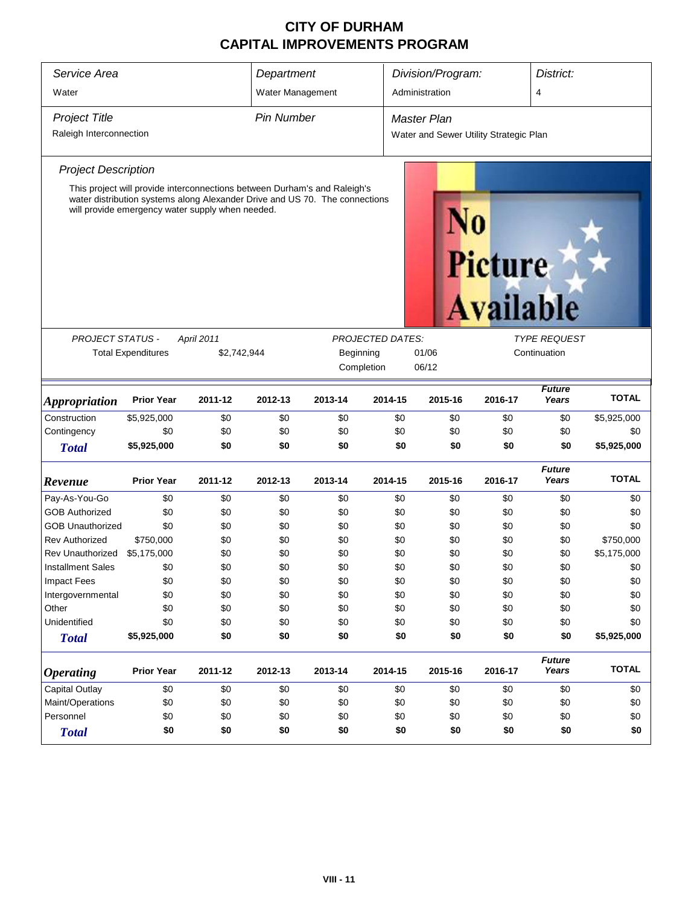# CITY OF DURHAM
# CAPITAL IMPROVEMENTS PROGRAM

| *Service Area* | *Department* | *Division/Program:* | *District:* |
|---|---|---|---|
| Water | Water Management | Administration | 4 |

| *Project Title* | *Pin Number* | *Master Plan* |
|---|---|---|
| Raleigh Interconnection | | Water and Sewer Utility Strategic Plan |

*Project Description*

This project will provide interconnections between Durham's and Raleigh's water distribution systems along Alexander Drive and US 70. The connections will provide emergency water supply when needed.

No Picture Available

| *PROJECT STATUS -* | *April 2011* | *PROJECTED DATES:* | | *TYPE REQUEST* |
|---|---|---|---|---|
| Total Expenditures | $2,742,944 | Beginning | 01/06 | Continuation |
| | | Completion | 06/12 | |

| ***Appropriation*** | **Prior Year** | **2011-12** | **2012-13** | **2013-14** | **2014-15** | **2015-16** | **2016-17** | ***Future Years*** | **TOTAL** |
|---|---|---|---|---|---|---|---|---|---|
| Construction | $5,925,000 | $0 | $0 | $0 | $0 | $0 | $0 | $0 | $5,925,000 |
| Contingency | $0 | $0 | $0 | $0 | $0 | $0 | $0 | $0 | $0 |
| ***Total*** | **$5,925,000** | **$0** | **$0** | **$0** | **$0** | **$0** | **$0** | **$0** | **$5,925,000** |

| ***Revenue*** | **Prior Year** | **2011-12** | **2012-13** | **2013-14** | **2014-15** | **2015-16** | **2016-17** | ***Future Years*** | **TOTAL** |
|---|---|---|---|---|---|---|---|---|---|
| Pay-As-You-Go | $0 | $0 | $0 | $0 | $0 | $0 | $0 | $0 | $0 |
| GOB Authorized | $0 | $0 | $0 | $0 | $0 | $0 | $0 | $0 | $0 |
| GOB Unauthorized | $0 | $0 | $0 | $0 | $0 | $0 | $0 | $0 | $0 |
| Rev Authorized | $750,000 | $0 | $0 | $0 | $0 | $0 | $0 | $0 | $750,000 |
| Rev Unauthorized | $5,175,000 | $0 | $0 | $0 | $0 | $0 | $0 | $0 | $5,175,000 |
| Installment Sales | $0 | $0 | $0 | $0 | $0 | $0 | $0 | $0 | $0 |
| Impact Fees | $0 | $0 | $0 | $0 | $0 | $0 | $0 | $0 | $0 |
| Intergovernmental | $0 | $0 | $0 | $0 | $0 | $0 | $0 | $0 | $0 |
| Other | $0 | $0 | $0 | $0 | $0 | $0 | $0 | $0 | $0 |
| Unidentified | $0 | $0 | $0 | $0 | $0 | $0 | $0 | $0 | $0 |
| ***Total*** | **$5,925,000** | **$0** | **$0** | **$0** | **$0** | **$0** | **$0** | **$0** | **$5,925,000** |

| ***Operating*** | **Prior Year** | **2011-12** | **2012-13** | **2013-14** | **2014-15** | **2015-16** | **2016-17** | ***Future Years*** | **TOTAL** |
|---|---|---|---|---|---|---|---|---|---|
| Capital Outlay | $0 | $0 | $0 | $0 | $0 | $0 | $0 | $0 | $0 |
| Maint/Operations | $0 | $0 | $0 | $0 | $0 | $0 | $0 | $0 | $0 |
| Personnel | $0 | $0 | $0 | $0 | $0 | $0 | $0 | $0 | $0 |
| ***Total*** | **$0** | **$0** | **$0** | **$0** | **$0** | **$0** | **$0** | **$0** | **$0** |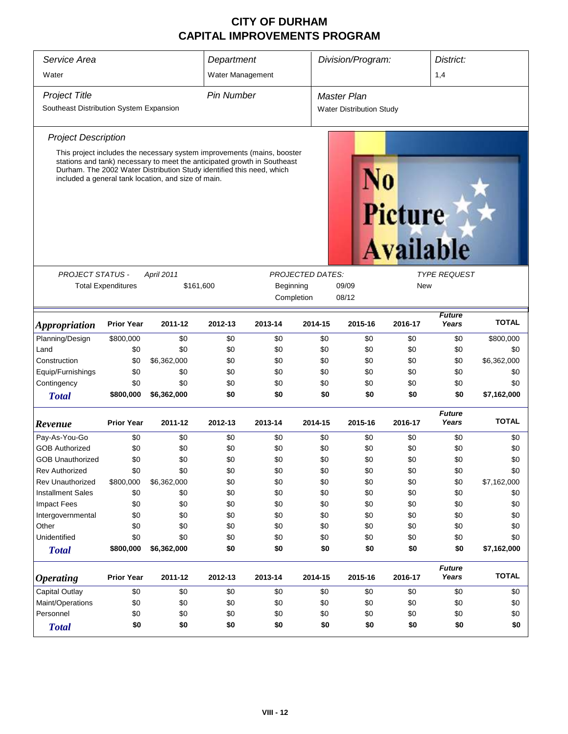# CITY OF DURHAM
## CAPITAL IMPROVEMENTS PROGRAM

| *Service Area* | *Department* | *Division/Program:* | *District:* |
|---|---|---|---|
| Water | Water Management | | 1,4 |

| *Project Title* | *Pin Number* | *Master Plan* |
|---|---|---|
| Southeast Distribution System Expansion | | Water Distribution Study |

*Project Description*

This project includes the necessary system improvements (mains, booster stations and tank) necessary to meet the anticipated growth in Southeast Durham. The 2002 Water Distribution Study identified this need, which included a general tank location, and size of main.

No Picture Available

| *PROJECT STATUS -* | *April 2011* | *PROJECTED DATES:* | | *TYPE REQUEST* |
|---|---|---|---|---|
| Total Expenditures | $161,600 | Beginning | 09/09 | New |
| | | Completion | 08/12 | |

| *Appropriation* | Prior Year | 2011-12 | 2012-13 | 2013-14 | 2014-15 | 2015-16 | 2016-17 | *Future Years* | TOTAL |
|---|---|---|---|---|---|---|---|---|---|
| Planning/Design | $800,000 | $0 | $0 | $0 | $0 | $0 | $0 | $0 | $800,000 |
| Land | $0 | $0 | $0 | $0 | $0 | $0 | $0 | $0 | $0 |
| Construction | $0 | $6,362,000 | $0 | $0 | $0 | $0 | $0 | $0 | $6,362,000 |
| Equip/Furnishings | $0 | $0 | $0 | $0 | $0 | $0 | $0 | $0 | $0 |
| Contingency | $0 | $0 | $0 | $0 | $0 | $0 | $0 | $0 | $0 |
| ***Total*** | **$800,000** | **$6,362,000** | **$0** | **$0** | **$0** | **$0** | **$0** | **$0** | **$7,162,000** |

| *Revenue* | Prior Year | 2011-12 | 2012-13 | 2013-14 | 2014-15 | 2015-16 | 2016-17 | *Future Years* | TOTAL |
|---|---|---|---|---|---|---|---|---|---|
| Pay-As-You-Go | $0 | $0 | $0 | $0 | $0 | $0 | $0 | $0 | $0 |
| GOB Authorized | $0 | $0 | $0 | $0 | $0 | $0 | $0 | $0 | $0 |
| GOB Unauthorized | $0 | $0 | $0 | $0 | $0 | $0 | $0 | $0 | $0 |
| Rev Authorized | $0 | $0 | $0 | $0 | $0 | $0 | $0 | $0 | $0 |
| Rev Unauthorized | $800,000 | $6,362,000 | $0 | $0 | $0 | $0 | $0 | $0 | $7,162,000 |
| Installment Sales | $0 | $0 | $0 | $0 | $0 | $0 | $0 | $0 | $0 |
| Impact Fees | $0 | $0 | $0 | $0 | $0 | $0 | $0 | $0 | $0 |
| Intergovernmental | $0 | $0 | $0 | $0 | $0 | $0 | $0 | $0 | $0 |
| Other | $0 | $0 | $0 | $0 | $0 | $0 | $0 | $0 | $0 |
| Unidentified | $0 | $0 | $0 | $0 | $0 | $0 | $0 | $0 | $0 |
| ***Total*** | **$800,000** | **$6,362,000** | **$0** | **$0** | **$0** | **$0** | **$0** | **$0** | **$7,162,000** |

| *Operating* | Prior Year | 2011-12 | 2012-13 | 2013-14 | 2014-15 | 2015-16 | 2016-17 | *Future Years* | TOTAL |
|---|---|---|---|---|---|---|---|---|---|
| Capital Outlay | $0 | $0 | $0 | $0 | $0 | $0 | $0 | $0 | $0 |
| Maint/Operations | $0 | $0 | $0 | $0 | $0 | $0 | $0 | $0 | $0 |
| Personnel | $0 | $0 | $0 | $0 | $0 | $0 | $0 | $0 | $0 |
| ***Total*** | **$0** | **$0** | **$0** | **$0** | **$0** | **$0** | **$0** | **$0** | **$0** |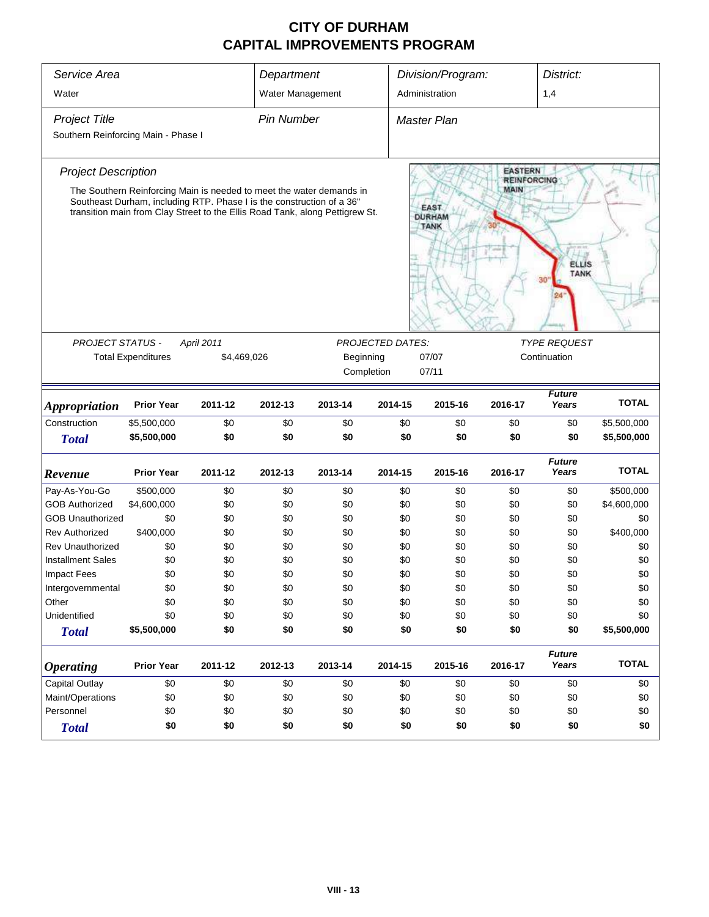# CITY OF DURHAM
# CAPITAL IMPROVEMENTS PROGRAM

| Service Area | Department | Division/Program: | District: |
|---|---|---|---|
| Water | Water Management | Administration | 1,4 |

| Project Title | Pin Number | Master Plan |
|---|---|---|
| Southern Reinforcing Main - Phase I | | |

*Project Description*

The Southern Reinforcing Main is needed to meet the water demands in Southeast Durham, including RTP. Phase I is the construction of a 36" transition main from Clay Street to the Ellis Road Tank, along Pettigrew St.

| PROJECT STATUS - | April 2011 | PROJECTED DATES: | | TYPE REQUEST |
|---|---|---|---|---|
| Total Expenditures | $4,469,026 | Beginning | 07/07 | Continuation |
| | | Completion | 07/11 | |

| Appropriation | Prior Year | 2011-12 | 2012-13 | 2013-14 | 2014-15 | 2015-16 | 2016-17 | Future Years | TOTAL |
|---|---|---|---|---|---|---|---|---|---|
| Construction | $5,500,000 | $0 | $0 | $0 | $0 | $0 | $0 | $0 | $5,500,000 |
| **Total** | **$5,500,000** | **$0** | **$0** | **$0** | **$0** | **$0** | **$0** | **$0** | **$5,500,000** |

| Revenue | Prior Year | 2011-12 | 2012-13 | 2013-14 | 2014-15 | 2015-16 | 2016-17 | Future Years | TOTAL |
|---|---|---|---|---|---|---|---|---|---|
| Pay-As-You-Go | $500,000 | $0 | $0 | $0 | $0 | $0 | $0 | $0 | $500,000 |
| GOB Authorized | $4,600,000 | $0 | $0 | $0 | $0 | $0 | $0 | $0 | $4,600,000 |
| GOB Unauthorized | $0 | $0 | $0 | $0 | $0 | $0 | $0 | $0 | $0 |
| Rev Authorized | $400,000 | $0 | $0 | $0 | $0 | $0 | $0 | $0 | $400,000 |
| Rev Unauthorized | $0 | $0 | $0 | $0 | $0 | $0 | $0 | $0 | $0 |
| Installment Sales | $0 | $0 | $0 | $0 | $0 | $0 | $0 | $0 | $0 |
| Impact Fees | $0 | $0 | $0 | $0 | $0 | $0 | $0 | $0 | $0 |
| Intergovernmental | $0 | $0 | $0 | $0 | $0 | $0 | $0 | $0 | $0 |
| Other | $0 | $0 | $0 | $0 | $0 | $0 | $0 | $0 | $0 |
| Unidentified | $0 | $0 | $0 | $0 | $0 | $0 | $0 | $0 | $0 |
| **Total** | **$5,500,000** | **$0** | **$0** | **$0** | **$0** | **$0** | **$0** | **$0** | **$5,500,000** |

| Operating | Prior Year | 2011-12 | 2012-13 | 2013-14 | 2014-15 | 2015-16 | 2016-17 | Future Years | TOTAL |
|---|---|---|---|---|---|---|---|---|---|
| Capital Outlay | $0 | $0 | $0 | $0 | $0 | $0 | $0 | $0 | $0 |
| Maint/Operations | $0 | $0 | $0 | $0 | $0 | $0 | $0 | $0 | $0 |
| Personnel | $0 | $0 | $0 | $0 | $0 | $0 | $0 | $0 | $0 |
| **Total** | **$0** | **$0** | **$0** | **$0** | **$0** | **$0** | **$0** | **$0** | **$0** |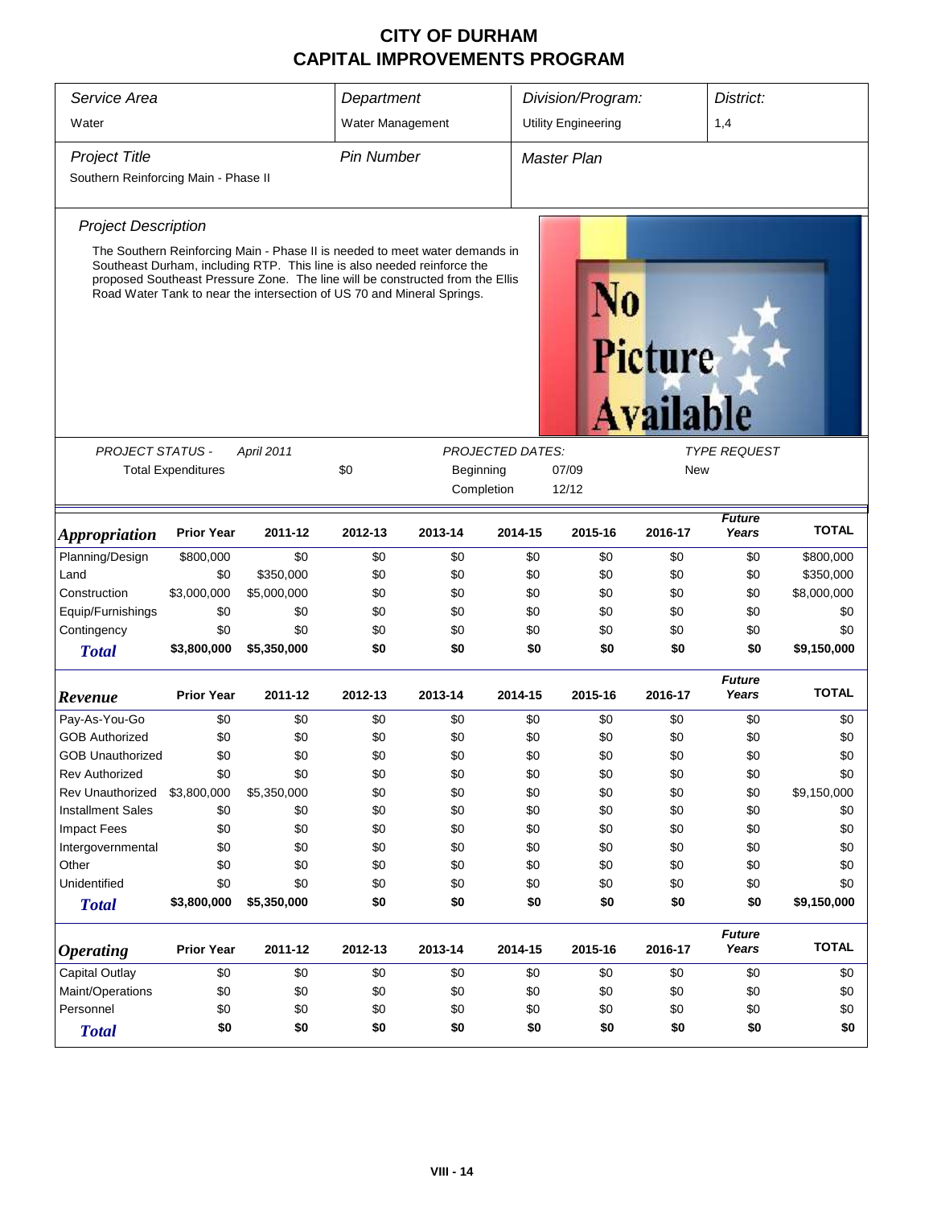# CITY OF DURHAM
## CAPITAL IMPROVEMENTS PROGRAM

| *Service Area* | *Department* | *Division/Program:* | *District:* |
|---|---|---|---|
| Water | Water Management | Utility Engineering | 1,4 |

| *Project Title* | *Pin Number* | *Master Plan* |
|---|---|---|
| Southern Reinforcing Main - Phase II | | |

### *Project Description*

The Southern Reinforcing Main - Phase II is needed to meet water demands in Southeast Durham, including RTP. This line is also needed reinforce the proposed Southeast Pressure Zone. The line will be constructed from the Ellis Road Water Tank to near the intersection of US 70 and Mineral Springs.

No Picture Available

| *PROJECT STATUS -* | *April 2011* | | *PROJECTED DATES:* | | *TYPE REQUEST* |
|---|---|---|---|---|---|
| Total Expenditures | | $0 | Beginning | 07/09 | New |
| | | | Completion | 12/12 | |

| *Appropriation* | Prior Year | 2011-12 | 2012-13 | 2013-14 | 2014-15 | 2015-16 | 2016-17 | *Future Years* | TOTAL |
|---|---|---|---|---|---|---|---|---|---|
| Planning/Design | $800,000 | $0 | $0 | $0 | $0 | $0 | $0 | $0 | $800,000 |
| Land | $0 | $350,000 | $0 | $0 | $0 | $0 | $0 | $0 | $350,000 |
| Construction | $3,000,000 | $5,000,000 | $0 | $0 | $0 | $0 | $0 | $0 | $8,000,000 |
| Equip/Furnishings | $0 | $0 | $0 | $0 | $0 | $0 | $0 | $0 | $0 |
| Contingency | $0 | $0 | $0 | $0 | $0 | $0 | $0 | $0 | $0 |
| **Total** | **$3,800,000** | **$5,350,000** | **$0** | **$0** | **$0** | **$0** | **$0** | **$0** | **$9,150,000** |

| *Revenue* | Prior Year | 2011-12 | 2012-13 | 2013-14 | 2014-15 | 2015-16 | 2016-17 | *Future Years* | TOTAL |
|---|---|---|---|---|---|---|---|---|---|
| Pay-As-You-Go | $0 | $0 | $0 | $0 | $0 | $0 | $0 | $0 | $0 |
| GOB Authorized | $0 | $0 | $0 | $0 | $0 | $0 | $0 | $0 | $0 |
| GOB Unauthorized | $0 | $0 | $0 | $0 | $0 | $0 | $0 | $0 | $0 |
| Rev Authorized | $0 | $0 | $0 | $0 | $0 | $0 | $0 | $0 | $0 |
| Rev Unauthorized | $3,800,000 | $5,350,000 | $0 | $0 | $0 | $0 | $0 | $0 | $9,150,000 |
| Installment Sales | $0 | $0 | $0 | $0 | $0 | $0 | $0 | $0 | $0 |
| Impact Fees | $0 | $0 | $0 | $0 | $0 | $0 | $0 | $0 | $0 |
| Intergovernmental | $0 | $0 | $0 | $0 | $0 | $0 | $0 | $0 | $0 |
| Other | $0 | $0 | $0 | $0 | $0 | $0 | $0 | $0 | $0 |
| Unidentified | $0 | $0 | $0 | $0 | $0 | $0 | $0 | $0 | $0 |
| **Total** | **$3,800,000** | **$5,350,000** | **$0** | **$0** | **$0** | **$0** | **$0** | **$0** | **$9,150,000** |

| *Operating* | Prior Year | 2011-12 | 2012-13 | 2013-14 | 2014-15 | 2015-16 | 2016-17 | *Future Years* | TOTAL |
|---|---|---|---|---|---|---|---|---|---|
| Capital Outlay | $0 | $0 | $0 | $0 | $0 | $0 | $0 | $0 | $0 |
| Maint/Operations | $0 | $0 | $0 | $0 | $0 | $0 | $0 | $0 | $0 |
| Personnel | $0 | $0 | $0 | $0 | $0 | $0 | $0 | $0 | $0 |
| **Total** | **$0** | **$0** | **$0** | **$0** | **$0** | **$0** | **$0** | **$0** | **$0** |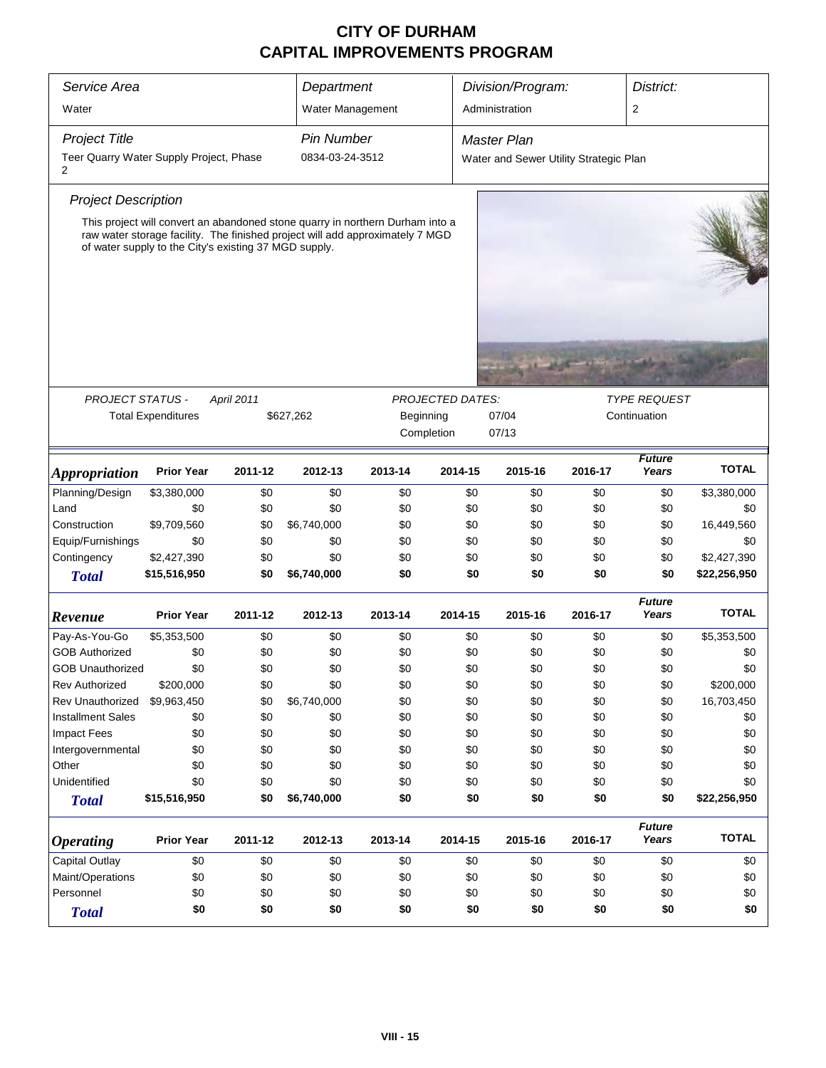# CITY OF DURHAM
# CAPITAL IMPROVEMENTS PROGRAM

| Service Area | Department | Division/Program: | District: |
|---|---|---|---|
| Water | Water Management | Administration | 2 |

| Project Title | Pin Number | Master Plan |
|---|---|---|
| Teer Quarry Water Supply Project, Phase 2 | 0834-03-24-3512 | Water and Sewer Utility Strategic Plan |

### Project Description

This project will convert an abandoned stone quarry in northern Durham into a raw water storage facility. The finished project will add approximately 7 MGD of water supply to the City's existing 37 MGD supply.

| PROJECT STATUS - April 2011 | | PROJECTED DATES: | | TYPE REQUEST |
|---|---|---|---|---|
| Total Expenditures | $627,262 | Beginning | 07/04 | Continuation |
| | | Completion | 07/13 | |

| *Appropriation* | Prior Year | 2011-12 | 2012-13 | 2013-14 | 2014-15 | 2015-16 | 2016-17 | Future Years | TOTAL |
|---|---|---|---|---|---|---|---|---|---|
| Planning/Design | $3,380,000 | $0 | $0 | $0 | $0 | $0 | $0 | $0 | $3,380,000 |
| Land | $0 | $0 | $0 | $0 | $0 | $0 | $0 | $0 | $0 |
| Construction | $9,709,560 | $0 | $6,740,000 | $0 | $0 | $0 | $0 | $0 | 16,449,560 |
| Equip/Furnishings | $0 | $0 | $0 | $0 | $0 | $0 | $0 | $0 | $0 |
| Contingency | $2,427,390 | $0 | $0 | $0 | $0 | $0 | $0 | $0 | $2,427,390 |
| **Total** | **$15,516,950** | **$0** | **$6,740,000** | **$0** | **$0** | **$0** | **$0** | **$0** | **$22,256,950** |

| *Revenue* | Prior Year | 2011-12 | 2012-13 | 2013-14 | 2014-15 | 2015-16 | 2016-17 | Future Years | TOTAL |
|---|---|---|---|---|---|---|---|---|---|
| Pay-As-You-Go | $5,353,500 | $0 | $0 | $0 | $0 | $0 | $0 | $0 | $5,353,500 |
| GOB Authorized | $0 | $0 | $0 | $0 | $0 | $0 | $0 | $0 | $0 |
| GOB Unauthorized | $0 | $0 | $0 | $0 | $0 | $0 | $0 | $0 | $0 |
| Rev Authorized | $200,000 | $0 | $0 | $0 | $0 | $0 | $0 | $0 | $200,000 |
| Rev Unauthorized | $9,963,450 | $0 | $6,740,000 | $0 | $0 | $0 | $0 | $0 | 16,703,450 |
| Installment Sales | $0 | $0 | $0 | $0 | $0 | $0 | $0 | $0 | $0 |
| Impact Fees | $0 | $0 | $0 | $0 | $0 | $0 | $0 | $0 | $0 |
| Intergovernmental | $0 | $0 | $0 | $0 | $0 | $0 | $0 | $0 | $0 |
| Other | $0 | $0 | $0 | $0 | $0 | $0 | $0 | $0 | $0 |
| Unidentified | $0 | $0 | $0 | $0 | $0 | $0 | $0 | $0 | $0 |
| **Total** | **$15,516,950** | **$0** | **$6,740,000** | **$0** | **$0** | **$0** | **$0** | **$0** | **$22,256,950** |

| *Operating* | Prior Year | 2011-12 | 2012-13 | 2013-14 | 2014-15 | 2015-16 | 2016-17 | Future Years | TOTAL |
|---|---|---|---|---|---|---|---|---|---|
| Capital Outlay | $0 | $0 | $0 | $0 | $0 | $0 | $0 | $0 | $0 |
| Maint/Operations | $0 | $0 | $0 | $0 | $0 | $0 | $0 | $0 | $0 |
| Personnel | $0 | $0 | $0 | $0 | $0 | $0 | $0 | $0 | $0 |
| **Total** | **$0** | **$0** | **$0** | **$0** | **$0** | **$0** | **$0** | **$0** | **$0** |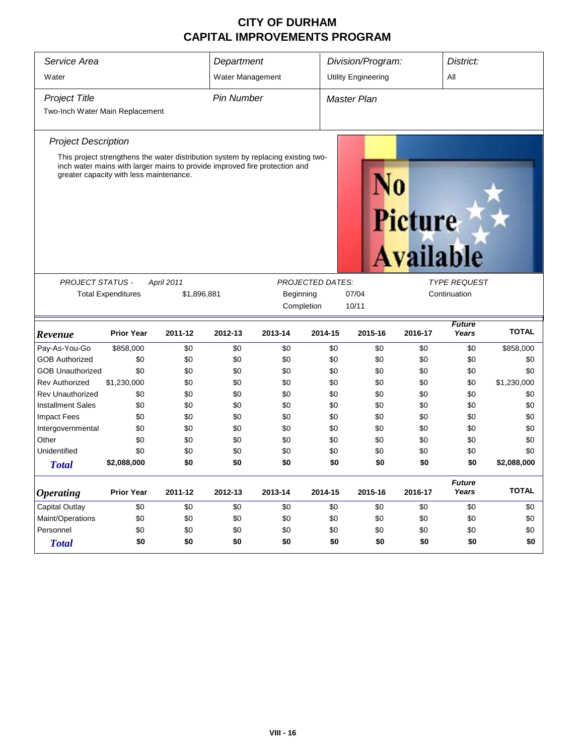# CITY OF DURHAM
# CAPITAL IMPROVEMENTS PROGRAM

| Service Area | Department | Division/Program: | District: |
|---|---|---|---|
| Water | Water Management | Utility Engineering | All |

| Project Title | Pin Number | Master Plan |
|---|---|---|
| Two-Inch Water Main Replacement | | |

### Project Description

This project strengthens the water distribution system by replacing existing two-inch water mains with larger mains to provide improved fire protection and greater capacity with less maintenance.

| PROJECT STATUS - | April 2011 | PROJECTED DATES: | | TYPE REQUEST |
|---|---|---|---|---|
| Total Expenditures | $1,896,881 | Beginning | 07/04 | Continuation |
| | | Completion | 10/11 | |

| Revenue | Prior Year | 2011-12 | 2012-13 | 2013-14 | 2014-15 | 2015-16 | 2016-17 | Future Years | TOTAL |
|---|---|---|---|---|---|---|---|---|---|
| Pay-As-You-Go | $858,000 | $0 | $0 | $0 | $0 | $0 | $0 | $0 | $858,000 |
| GOB Authorized | $0 | $0 | $0 | $0 | $0 | $0 | $0 | $0 | $0 |
| GOB Unauthorized | $0 | $0 | $0 | $0 | $0 | $0 | $0 | $0 | $0 |
| Rev Authorized | $1,230,000 | $0 | $0 | $0 | $0 | $0 | $0 | $0 | $1,230,000 |
| Rev Unauthorized | $0 | $0 | $0 | $0 | $0 | $0 | $0 | $0 | $0 |
| Installment Sales | $0 | $0 | $0 | $0 | $0 | $0 | $0 | $0 | $0 |
| Impact Fees | $0 | $0 | $0 | $0 | $0 | $0 | $0 | $0 | $0 |
| Intergovernmental | $0 | $0 | $0 | $0 | $0 | $0 | $0 | $0 | $0 |
| Other | $0 | $0 | $0 | $0 | $0 | $0 | $0 | $0 | $0 |
| Unidentified | $0 | $0 | $0 | $0 | $0 | $0 | $0 | $0 | $0 |
| **Total** | **$2,088,000** | **$0** | **$0** | **$0** | **$0** | **$0** | **$0** | **$0** | **$2,088,000** |

| Operating | Prior Year | 2011-12 | 2012-13 | 2013-14 | 2014-15 | 2015-16 | 2016-17 | Future Years | TOTAL |
|---|---|---|---|---|---|---|---|---|---|
| Capital Outlay | $0 | $0 | $0 | $0 | $0 | $0 | $0 | $0 | $0 |
| Maint/Operations | $0 | $0 | $0 | $0 | $0 | $0 | $0 | $0 | $0 |
| Personnel | $0 | $0 | $0 | $0 | $0 | $0 | $0 | $0 | $0 |
| **Total** | **$0** | **$0** | **$0** | **$0** | **$0** | **$0** | **$0** | **$0** | **$0** |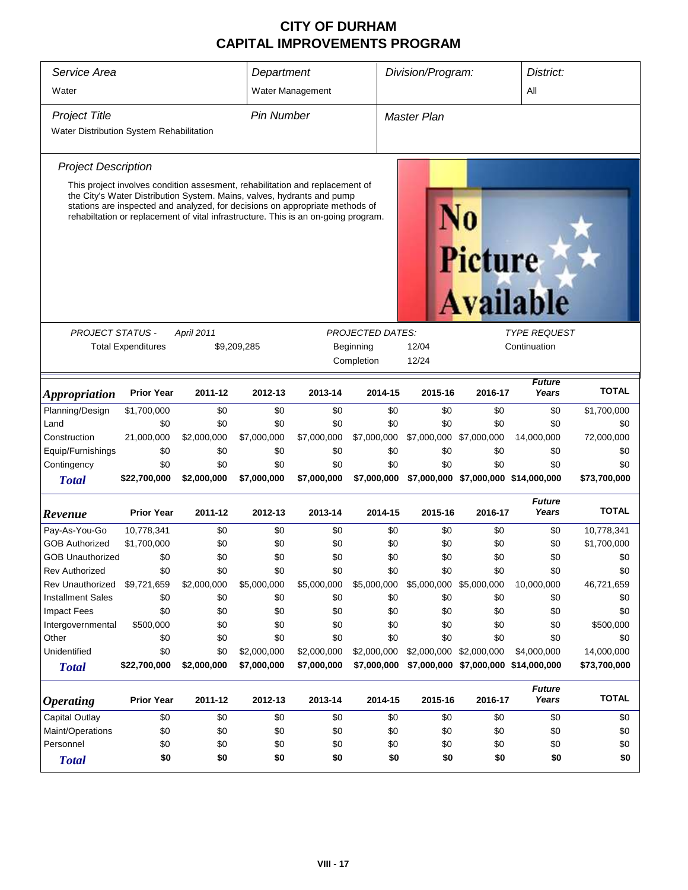# CITY OF DURHAM
## CAPITAL IMPROVEMENTS PROGRAM

| *Service Area* | *Department* | *Division/Program:* | *District:* |
|---|---|---|---|
| Water | Water Management | | All |

| *Project Title* | *Pin Number* | *Master Plan* |
|---|---|---|
| Water Distribution System Rehabilitation | | |

*Project Description*

This project involves condition assesment, rehabilitation and replacement of the City's Water Distribution System. Mains, valves, hydrants and pump stations are inspected and analyzed, for decisions on appropriate methods of rehabiltation or replacement of vital infrastructure. This is an on-going program.

No Picture Available

| *PROJECT STATUS -* | *April 2011* | *PROJECTED DATES:* | | *TYPE REQUEST* |
|---|---|---|---|---|
| Total Expenditures | $9,209,285 | Beginning | 12/04 | Continuation |
| | | Completion | 12/24 | |

| *Appropriation* | Prior Year | 2011-12 | 2012-13 | 2013-14 | 2014-15 | 2015-16 | 2016-17 | *Future Years* | TOTAL |
|---|---|---|---|---|---|---|---|---|---|
| Planning/Design | $1,700,000 | $0 | $0 | $0 | $0 | $0 | $0 | $0 | $1,700,000 |
| Land | $0 | $0 | $0 | $0 | $0 | $0 | $0 | $0 | $0 |
| Construction | 21,000,000 | $2,000,000 | $7,000,000 | $7,000,000 | $7,000,000 | $7,000,000 | $7,000,000 | 14,000,000 | 72,000,000 |
| Equip/Furnishings | $0 | $0 | $0 | $0 | $0 | $0 | $0 | $0 | $0 |
| Contingency | $0 | $0 | $0 | $0 | $0 | $0 | $0 | $0 | $0 |
| ***Total*** | **$22,700,000** | **$2,000,000** | **$7,000,000** | **$7,000,000** | **$7,000,000** | **$7,000,000** | **$7,000,000** | **$14,000,000** | **$73,700,000** |

| *Revenue* | Prior Year | 2011-12 | 2012-13 | 2013-14 | 2014-15 | 2015-16 | 2016-17 | *Future Years* | TOTAL |
|---|---|---|---|---|---|---|---|---|---|
| Pay-As-You-Go | 10,778,341 | $0 | $0 | $0 | $0 | $0 | $0 | $0 | 10,778,341 |
| GOB Authorized | $1,700,000 | $0 | $0 | $0 | $0 | $0 | $0 | $0 | $1,700,000 |
| GOB Unauthorized | $0 | $0 | $0 | $0 | $0 | $0 | $0 | $0 | $0 |
| Rev Authorized | $0 | $0 | $0 | $0 | $0 | $0 | $0 | $0 | $0 |
| Rev Unauthorized | $9,721,659 | $2,000,000 | $5,000,000 | $5,000,000 | $5,000,000 | $5,000,000 | $5,000,000 | 10,000,000 | 46,721,659 |
| Installment Sales | $0 | $0 | $0 | $0 | $0 | $0 | $0 | $0 | $0 |
| Impact Fees | $0 | $0 | $0 | $0 | $0 | $0 | $0 | $0 | $0 |
| Intergovernmental | $500,000 | $0 | $0 | $0 | $0 | $0 | $0 | $0 | $500,000 |
| Other | $0 | $0 | $0 | $0 | $0 | $0 | $0 | $0 | $0 |
| Unidentified | $0 | $0 | $2,000,000 | $2,000,000 | $2,000,000 | $2,000,000 | $2,000,000 | $4,000,000 | 14,000,000 |
| ***Total*** | **$22,700,000** | **$2,000,000** | **$7,000,000** | **$7,000,000** | **$7,000,000** | **$7,000,000** | **$7,000,000** | **$14,000,000** | **$73,700,000** |

| *Operating* | Prior Year | 2011-12 | 2012-13 | 2013-14 | 2014-15 | 2015-16 | 2016-17 | *Future Years* | TOTAL |
|---|---|---|---|---|---|---|---|---|---|
| Capital Outlay | $0 | $0 | $0 | $0 | $0 | $0 | $0 | $0 | $0 |
| Maint/Operations | $0 | $0 | $0 | $0 | $0 | $0 | $0 | $0 | $0 |
| Personnel | $0 | $0 | $0 | $0 | $0 | $0 | $0 | $0 | $0 |
| ***Total*** | **$0** | **$0** | **$0** | **$0** | **$0** | **$0** | **$0** | **$0** | **$0** |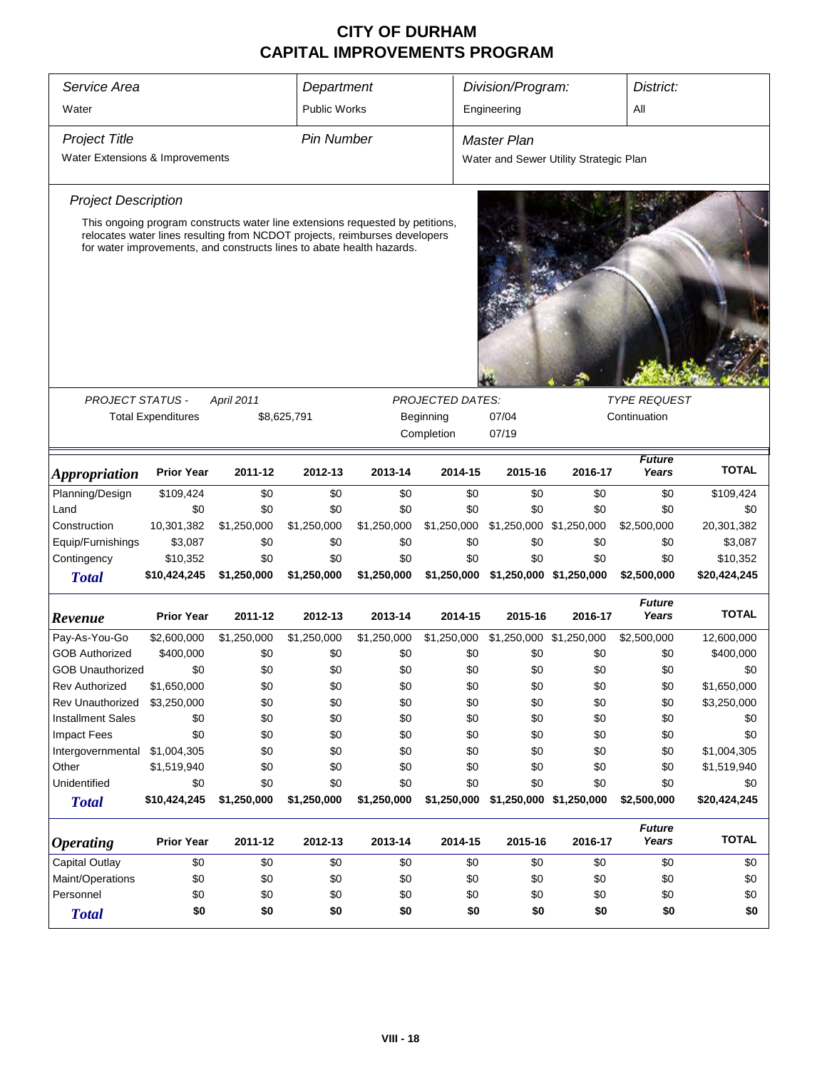# CITY OF DURHAM
# CAPITAL IMPROVEMENTS PROGRAM

| Service Area | Department | Division/Program: | District: |
|---|---|---|---|
| Water | Public Works | Engineering | All |

| Project Title | Pin Number | Master Plan |
|---|---|---|
| Water Extensions & Improvements | | Water and Sewer Utility Strategic Plan |

*Project Description*

This ongoing program constructs water line extensions requested by petitions, relocates water lines resulting from NCDOT projects, reimburses developers for water improvements, and constructs lines to abate health hazards.

*PROJECT STATUS -* *April 2011*

Total Expenditures: $8,625,791

*PROJECTED DATES:*

Beginning: 07/04

Completion: 07/19

*TYPE REQUEST*

Continuation

| *Appropriation* | Prior Year | 2011-12 | 2012-13 | 2013-14 | 2014-15 | 2015-16 | 2016-17 | *Future Years* | TOTAL |
|---|---|---|---|---|---|---|---|---|---|
| Planning/Design | $109,424 | $0 | $0 | $0 | $0 | $0 | $0 | $0 | $109,424 |
| Land | $0 | $0 | $0 | $0 | $0 | $0 | $0 | $0 | $0 |
| Construction | 10,301,382 | $1,250,000 | $1,250,000 | $1,250,000 | $1,250,000 | $1,250,000 | $1,250,000 | $2,500,000 | 20,301,382 |
| Equip/Furnishings | $3,087 | $0 | $0 | $0 | $0 | $0 | $0 | $0 | $3,087 |
| Contingency | $10,352 | $0 | $0 | $0 | $0 | $0 | $0 | $0 | $10,352 |
| **Total** | **$10,424,245** | **$1,250,000** | **$1,250,000** | **$1,250,000** | **$1,250,000** | **$1,250,000** | **$1,250,000** | **$2,500,000** | **$20,424,245** |

| *Revenue* | Prior Year | 2011-12 | 2012-13 | 2013-14 | 2014-15 | 2015-16 | 2016-17 | *Future Years* | TOTAL |
|---|---|---|---|---|---|---|---|---|---|
| Pay-As-You-Go | $2,600,000 | $1,250,000 | $1,250,000 | $1,250,000 | $1,250,000 | $1,250,000 | $1,250,000 | $2,500,000 | 12,600,000 |
| GOB Authorized | $400,000 | $0 | $0 | $0 | $0 | $0 | $0 | $0 | $400,000 |
| GOB Unauthorized | $0 | $0 | $0 | $0 | $0 | $0 | $0 | $0 | $0 |
| Rev Authorized | $1,650,000 | $0 | $0 | $0 | $0 | $0 | $0 | $0 | $1,650,000 |
| Rev Unauthorized | $3,250,000 | $0 | $0 | $0 | $0 | $0 | $0 | $0 | $3,250,000 |
| Installment Sales | $0 | $0 | $0 | $0 | $0 | $0 | $0 | $0 | $0 |
| Impact Fees | $0 | $0 | $0 | $0 | $0 | $0 | $0 | $0 | $0 |
| Intergovernmental | $1,004,305 | $0 | $0 | $0 | $0 | $0 | $0 | $0 | $1,004,305 |
| Other | $1,519,940 | $0 | $0 | $0 | $0 | $0 | $0 | $0 | $1,519,940 |
| Unidentified | $0 | $0 | $0 | $0 | $0 | $0 | $0 | $0 | $0 |
| **Total** | **$10,424,245** | **$1,250,000** | **$1,250,000** | **$1,250,000** | **$1,250,000** | **$1,250,000** | **$1,250,000** | **$2,500,000** | **$20,424,245** |

| *Operating* | Prior Year | 2011-12 | 2012-13 | 2013-14 | 2014-15 | 2015-16 | 2016-17 | *Future Years* | TOTAL |
|---|---|---|---|---|---|---|---|---|---|
| Capital Outlay | $0 | $0 | $0 | $0 | $0 | $0 | $0 | $0 | $0 |
| Maint/Operations | $0 | $0 | $0 | $0 | $0 | $0 | $0 | $0 | $0 |
| Personnel | $0 | $0 | $0 | $0 | $0 | $0 | $0 | $0 | $0 |
| **Total** | **$0** | **$0** | **$0** | **$0** | **$0** | **$0** | **$0** | **$0** | **$0** |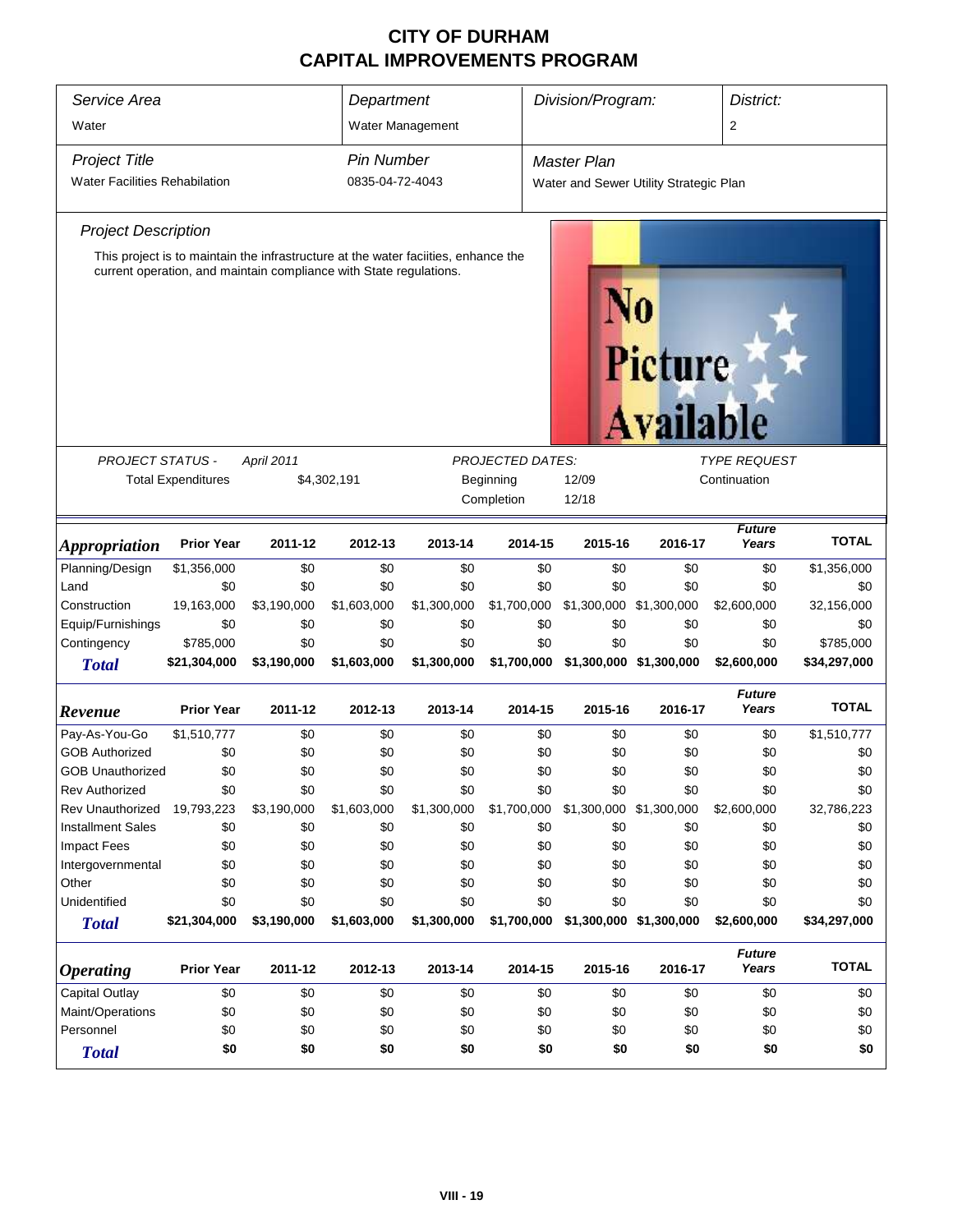# CITY OF DURHAM
# CAPITAL IMPROVEMENTS PROGRAM

| Service Area | Department | Division/Program: | District: |
|---|---|---|---|
| Water | Water Management | | 2 |

| Project Title | Pin Number | Master Plan |
|---|---|---|
| Water Facilities Rehabilitation | 0835-04-72-4043 | Water and Sewer Utility Strategic Plan |

### Project Description

This project is to maintain the infrastructure at the water faciities, enhance the current operation, and maintain compliance with State regulations.

No Picture Available

| PROJECT STATUS - | April 2011 | PROJECTED DATES: | | TYPE REQUEST |
|---|---|---|---|---|
| Total Expenditures | $4,302,191 | Beginning | 12/09 | Continuation |
| | | Completion | 12/18 | |

| *Appropriation* | Prior Year | 2011-12 | 2012-13 | 2013-14 | 2014-15 | 2015-16 | 2016-17 | Future Years | TOTAL |
|---|---|---|---|---|---|---|---|---|---|
| Planning/Design | $1,356,000 | $0 | $0 | $0 | $0 | $0 | $0 | $0 | $1,356,000 |
| Land | $0 | $0 | $0 | $0 | $0 | $0 | $0 | $0 | $0 |
| Construction | 19,163,000 | $3,190,000 | $1,603,000 | $1,300,000 | $1,700,000 | $1,300,000 | $1,300,000 | $2,600,000 | 32,156,000 |
| Equip/Furnishings | $0 | $0 | $0 | $0 | $0 | $0 | $0 | $0 | $0 |
| Contingency | $785,000 | $0 | $0 | $0 | $0 | $0 | $0 | $0 | $785,000 |
| **Total** | **$21,304,000** | **$3,190,000** | **$1,603,000** | **$1,300,000** | **$1,700,000** | **$1,300,000** | **$1,300,000** | **$2,600,000** | **$34,297,000** |

| *Revenue* | Prior Year | 2011-12 | 2012-13 | 2013-14 | 2014-15 | 2015-16 | 2016-17 | Future Years | TOTAL |
|---|---|---|---|---|---|---|---|---|---|
| Pay-As-You-Go | $1,510,777 | $0 | $0 | $0 | $0 | $0 | $0 | $0 | $1,510,777 |
| GOB Authorized | $0 | $0 | $0 | $0 | $0 | $0 | $0 | $0 | $0 |
| GOB Unauthorized | $0 | $0 | $0 | $0 | $0 | $0 | $0 | $0 | $0 |
| Rev Authorized | $0 | $0 | $0 | $0 | $0 | $0 | $0 | $0 | $0 |
| Rev Unauthorized | 19,793,223 | $3,190,000 | $1,603,000 | $1,300,000 | $1,700,000 | $1,300,000 | $1,300,000 | $2,600,000 | 32,786,223 |
| Installment Sales | $0 | $0 | $0 | $0 | $0 | $0 | $0 | $0 | $0 |
| Impact Fees | $0 | $0 | $0 | $0 | $0 | $0 | $0 | $0 | $0 |
| Intergovernmental | $0 | $0 | $0 | $0 | $0 | $0 | $0 | $0 | $0 |
| Other | $0 | $0 | $0 | $0 | $0 | $0 | $0 | $0 | $0 |
| Unidentified | $0 | $0 | $0 | $0 | $0 | $0 | $0 | $0 | $0 |
| **Total** | **$21,304,000** | **$3,190,000** | **$1,603,000** | **$1,300,000** | **$1,700,000** | **$1,300,000** | **$1,300,000** | **$2,600,000** | **$34,297,000** |

| *Operating* | Prior Year | 2011-12 | 2012-13 | 2013-14 | 2014-15 | 2015-16 | 2016-17 | Future Years | TOTAL |
|---|---|---|---|---|---|---|---|---|---|
| Capital Outlay | $0 | $0 | $0 | $0 | $0 | $0 | $0 | $0 | $0 |
| Maint/Operations | $0 | $0 | $0 | $0 | $0 | $0 | $0 | $0 | $0 |
| Personnel | $0 | $0 | $0 | $0 | $0 | $0 | $0 | $0 | $0 |
| **Total** | **$0** | **$0** | **$0** | **$0** | **$0** | **$0** | **$0** | **$0** | **$0** |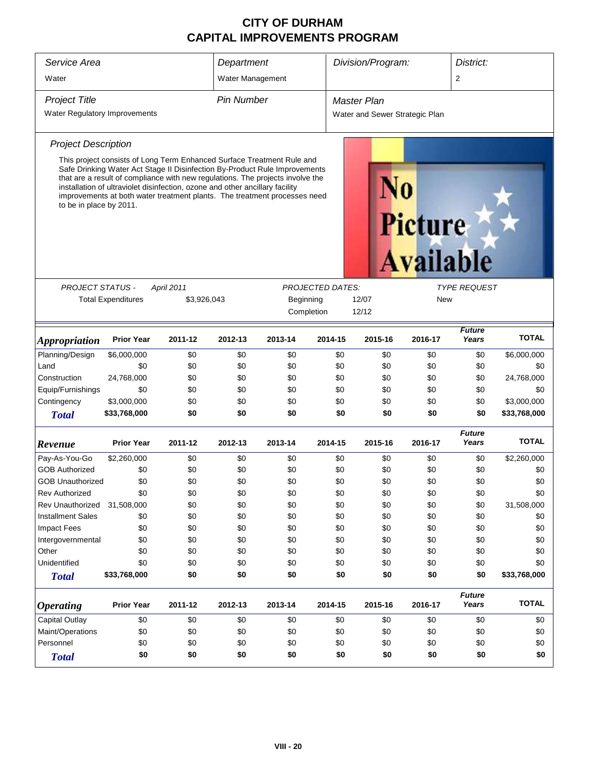# CITY OF DURHAM
# CAPITAL IMPROVEMENTS PROGRAM

| *Service Area* | *Department* | *Division/Program:* | *District:* |
|---|---|---|---|
| Water | Water Management | | 2 |

| *Project Title* | *Pin Number* | *Master Plan* |
|---|---|---|
| Water Regulatory Improvements | | Water and Sewer Strategic Plan |

*Project Description*

This project consists of Long Term Enhanced Surface Treatment Rule and Safe Drinking Water Act Stage II Disinfection By-Product Rule Improvements that are a result of compliance with new regulations. The projects involve the installation of ultraviolet disinfection, ozone and other ancillary facility improvements at both water treatment plants. The treatment processes need to be in place by 2011.

No Picture Available

| *PROJECT STATUS -* | *April 2011* | *PROJECTED DATES:* | | *TYPE REQUEST* |
|---|---|---|---|---|
| Total Expenditures | $3,926,043 | Beginning | 12/07 | New |
| | | Completion | 12/12 | |

| *Appropriation* | Prior Year | 2011-12 | 2012-13 | 2013-14 | 2014-15 | 2015-16 | 2016-17 | *Future Years* | TOTAL |
|---|---|---|---|---|---|---|---|---|---|
| Planning/Design | $6,000,000 | $0 | $0 | $0 | $0 | $0 | $0 | $0 | $6,000,000 |
| Land | $0 | $0 | $0 | $0 | $0 | $0 | $0 | $0 | $0 |
| Construction | 24,768,000 | $0 | $0 | $0 | $0 | $0 | $0 | $0 | 24,768,000 |
| Equip/Furnishings | $0 | $0 | $0 | $0 | $0 | $0 | $0 | $0 | $0 |
| Contingency | $3,000,000 | $0 | $0 | $0 | $0 | $0 | $0 | $0 | $3,000,000 |
| ***Total*** | **$33,768,000** | **$0** | **$0** | **$0** | **$0** | **$0** | **$0** | **$0** | **$33,768,000** |

| *Revenue* | Prior Year | 2011-12 | 2012-13 | 2013-14 | 2014-15 | 2015-16 | 2016-17 | *Future Years* | TOTAL |
|---|---|---|---|---|---|---|---|---|---|
| Pay-As-You-Go | $2,260,000 | $0 | $0 | $0 | $0 | $0 | $0 | $0 | $2,260,000 |
| GOB Authorized | $0 | $0 | $0 | $0 | $0 | $0 | $0 | $0 | $0 |
| GOB Unauthorized | $0 | $0 | $0 | $0 | $0 | $0 | $0 | $0 | $0 |
| Rev Authorized | $0 | $0 | $0 | $0 | $0 | $0 | $0 | $0 | $0 |
| Rev Unauthorized | 31,508,000 | $0 | $0 | $0 | $0 | $0 | $0 | $0 | 31,508,000 |
| Installment Sales | $0 | $0 | $0 | $0 | $0 | $0 | $0 | $0 | $0 |
| Impact Fees | $0 | $0 | $0 | $0 | $0 | $0 | $0 | $0 | $0 |
| Intergovernmental | $0 | $0 | $0 | $0 | $0 | $0 | $0 | $0 | $0 |
| Other | $0 | $0 | $0 | $0 | $0 | $0 | $0 | $0 | $0 |
| Unidentified | $0 | $0 | $0 | $0 | $0 | $0 | $0 | $0 | $0 |
| ***Total*** | **$33,768,000** | **$0** | **$0** | **$0** | **$0** | **$0** | **$0** | **$0** | **$33,768,000** |

| *Operating* | Prior Year | 2011-12 | 2012-13 | 2013-14 | 2014-15 | 2015-16 | 2016-17 | *Future Years* | TOTAL |
|---|---|---|---|---|---|---|---|---|---|
| Capital Outlay | $0 | $0 | $0 | $0 | $0 | $0 | $0 | $0 | $0 |
| Maint/Operations | $0 | $0 | $0 | $0 | $0 | $0 | $0 | $0 | $0 |
| Personnel | $0 | $0 | $0 | $0 | $0 | $0 | $0 | $0 | $0 |
| ***Total*** | **$0** | **$0** | **$0** | **$0** | **$0** | **$0** | **$0** | **$0** | **$0** |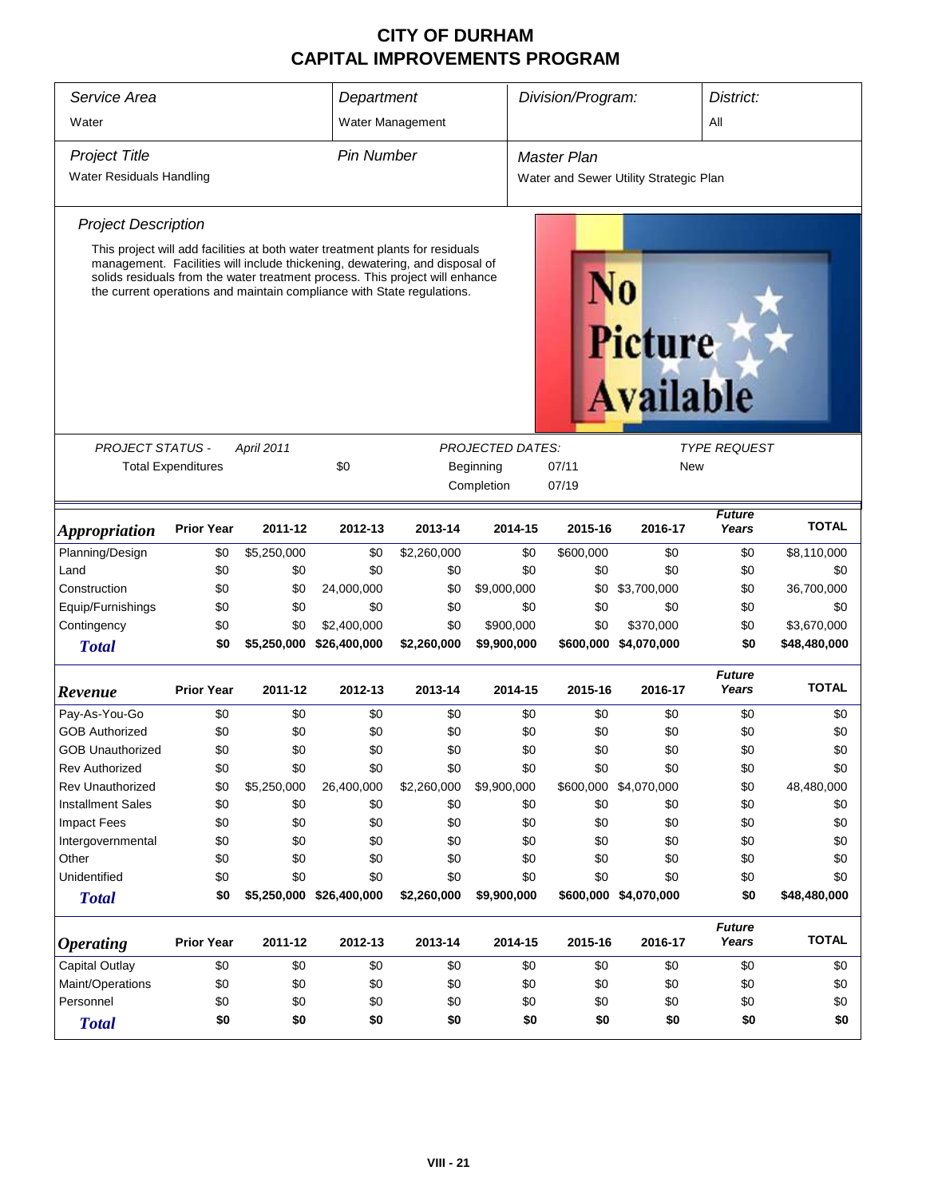# CITY OF DURHAM
# CAPITAL IMPROVEMENTS PROGRAM

| *Service Area* | *Department* | *Division/Program:* | *District:* |
|---|---|---|---|
| Water | Water Management | | All |

| *Project Title* | *Pin Number* | *Master Plan* |
|---|---|---|
| Water Residuals Handling | | Water and Sewer Utility Strategic Plan |

*Project Description*

This project will add facilities at both water treatment plants for residuals management. Facilities will include thickening, dewatering, and disposal of solids residuals from the water treatment process. This project will enhance the current operations and maintain compliance with State regulations.

No Picture Available

| *PROJECT STATUS -* | *April 2011* | *PROJECTED DATES:* | | *TYPE REQUEST* |
|---|---|---|---|---|
| Total Expenditures | $0 | Beginning | 07/11 | New |
| | | Completion | 07/19 | |

| *Appropriation* | Prior Year | 2011-12 | 2012-13 | 2013-14 | 2014-15 | 2015-16 | 2016-17 | *Future Years* | TOTAL |
|---|---|---|---|---|---|---|---|---|---|
| Planning/Design | $0 | $5,250,000 | $0 | $2,260,000 | $0 | $600,000 | $0 | $0 | $8,110,000 |
| Land | $0 | $0 | $0 | $0 | $0 | $0 | $0 | $0 | $0 |
| Construction | $0 | $0 | 24,000,000 | $0 | $9,000,000 | $0 | $3,700,000 | $0 | 36,700,000 |
| Equip/Furnishings | $0 | $0 | $0 | $0 | $0 | $0 | $0 | $0 | $0 |
| Contingency | $0 | $0 | $2,400,000 | $0 | $900,000 | $0 | $370,000 | $0 | $3,670,000 |
| **Total** | **$0** | **$5,250,000** | **$26,400,000** | **$2,260,000** | **$9,900,000** | **$600,000** | **$4,070,000** | **$0** | **$48,480,000** |

| *Revenue* | Prior Year | 2011-12 | 2012-13 | 2013-14 | 2014-15 | 2015-16 | 2016-17 | *Future Years* | TOTAL |
|---|---|---|---|---|---|---|---|---|---|
| Pay-As-You-Go | $0 | $0 | $0 | $0 | $0 | $0 | $0 | $0 | $0 |
| GOB Authorized | $0 | $0 | $0 | $0 | $0 | $0 | $0 | $0 | $0 |
| GOB Unauthorized | $0 | $0 | $0 | $0 | $0 | $0 | $0 | $0 | $0 |
| Rev Authorized | $0 | $0 | $0 | $0 | $0 | $0 | $0 | $0 | $0 |
| Rev Unauthorized | $0 | $5,250,000 | 26,400,000 | $2,260,000 | $9,900,000 | $600,000 | $4,070,000 | $0 | 48,480,000 |
| Installment Sales | $0 | $0 | $0 | $0 | $0 | $0 | $0 | $0 | $0 |
| Impact Fees | $0 | $0 | $0 | $0 | $0 | $0 | $0 | $0 | $0 |
| Intergovernmental | $0 | $0 | $0 | $0 | $0 | $0 | $0 | $0 | $0 |
| Other | $0 | $0 | $0 | $0 | $0 | $0 | $0 | $0 | $0 |
| Unidentified | $0 | $0 | $0 | $0 | $0 | $0 | $0 | $0 | $0 |
| **Total** | **$0** | **$5,250,000** | **$26,400,000** | **$2,260,000** | **$9,900,000** | **$600,000** | **$4,070,000** | **$0** | **$48,480,000** |

| *Operating* | Prior Year | 2011-12 | 2012-13 | 2013-14 | 2014-15 | 2015-16 | 2016-17 | *Future Years* | TOTAL |
|---|---|---|---|---|---|---|---|---|---|
| Capital Outlay | $0 | $0 | $0 | $0 | $0 | $0 | $0 | $0 | $0 |
| Maint/Operations | $0 | $0 | $0 | $0 | $0 | $0 | $0 | $0 | $0 |
| Personnel | $0 | $0 | $0 | $0 | $0 | $0 | $0 | $0 | $0 |
| **Total** | **$0** | **$0** | **$0** | **$0** | **$0** | **$0** | **$0** | **$0** | **$0** |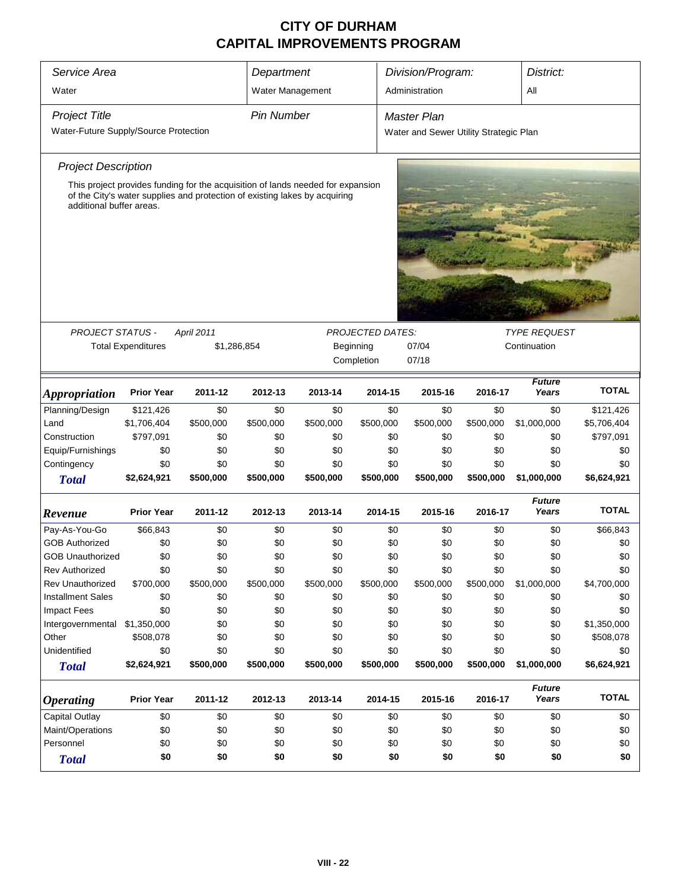# CITY OF DURHAM
## CAPITAL IMPROVEMENTS PROGRAM

| Service Area | Department | Division/Program: | District: |
|---|---|---|---|
| Water | Water Management | Administration | All |

| Project Title | Pin Number | Master Plan |
|---|---|---|
| Water-Future Supply/Source Protection | | Water and Sewer Utility Strategic Plan |

### Project Description

This project provides funding for the acquisition of lands needed for expansion of the City's water supplies and protection of existing lakes by acquiring additional buffer areas.

PROJECT STATUS - April 2011

Total Expenditures: $1,286,854

PROJECTED DATES:
Beginning: 07/04
Completion: 07/18

TYPE REQUEST: Continuation

| *Appropriation* | Prior Year | 2011-12 | 2012-13 | 2013-14 | 2014-15 | 2015-16 | 2016-17 | Future Years | TOTAL |
|---|---|---|---|---|---|---|---|---|---|
| Planning/Design | $121,426 | $0 | $0 | $0 | $0 | $0 | $0 | $0 | $121,426 |
| Land | $1,706,404 | $500,000 | $500,000 | $500,000 | $500,000 | $500,000 | $500,000 | $1,000,000 | $5,706,404 |
| Construction | $797,091 | $0 | $0 | $0 | $0 | $0 | $0 | $0 | $797,091 |
| Equip/Furnishings | $0 | $0 | $0 | $0 | $0 | $0 | $0 | $0 | $0 |
| Contingency | $0 | $0 | $0 | $0 | $0 | $0 | $0 | $0 | $0 |
| **Total** | **$2,624,921** | **$500,000** | **$500,000** | **$500,000** | **$500,000** | **$500,000** | **$500,000** | **$1,000,000** | **$6,624,921** |

| *Revenue* | Prior Year | 2011-12 | 2012-13 | 2013-14 | 2014-15 | 2015-16 | 2016-17 | Future Years | TOTAL |
|---|---|---|---|---|---|---|---|---|---|
| Pay-As-You-Go | $66,843 | $0 | $0 | $0 | $0 | $0 | $0 | $0 | $66,843 |
| GOB Authorized | $0 | $0 | $0 | $0 | $0 | $0 | $0 | $0 | $0 |
| GOB Unauthorized | $0 | $0 | $0 | $0 | $0 | $0 | $0 | $0 | $0 |
| Rev Authorized | $0 | $0 | $0 | $0 | $0 | $0 | $0 | $0 | $0 |
| Rev Unauthorized | $700,000 | $500,000 | $500,000 | $500,000 | $500,000 | $500,000 | $500,000 | $1,000,000 | $4,700,000 |
| Installment Sales | $0 | $0 | $0 | $0 | $0 | $0 | $0 | $0 | $0 |
| Impact Fees | $0 | $0 | $0 | $0 | $0 | $0 | $0 | $0 | $0 |
| Intergovernmental | $1,350,000 | $0 | $0 | $0 | $0 | $0 | $0 | $0 | $1,350,000 |
| Other | $508,078 | $0 | $0 | $0 | $0 | $0 | $0 | $0 | $508,078 |
| Unidentified | $0 | $0 | $0 | $0 | $0 | $0 | $0 | $0 | $0 |
| **Total** | **$2,624,921** | **$500,000** | **$500,000** | **$500,000** | **$500,000** | **$500,000** | **$500,000** | **$1,000,000** | **$6,624,921** |

| *Operating* | Prior Year | 2011-12 | 2012-13 | 2013-14 | 2014-15 | 2015-16 | 2016-17 | Future Years | TOTAL |
|---|---|---|---|---|---|---|---|---|---|
| Capital Outlay | $0 | $0 | $0 | $0 | $0 | $0 | $0 | $0 | $0 |
| Maint/Operations | $0 | $0 | $0 | $0 | $0 | $0 | $0 | $0 | $0 |
| Personnel | $0 | $0 | $0 | $0 | $0 | $0 | $0 | $0 | $0 |
| **Total** | **$0** | **$0** | **$0** | **$0** | **$0** | **$0** | **$0** | **$0** | **$0** |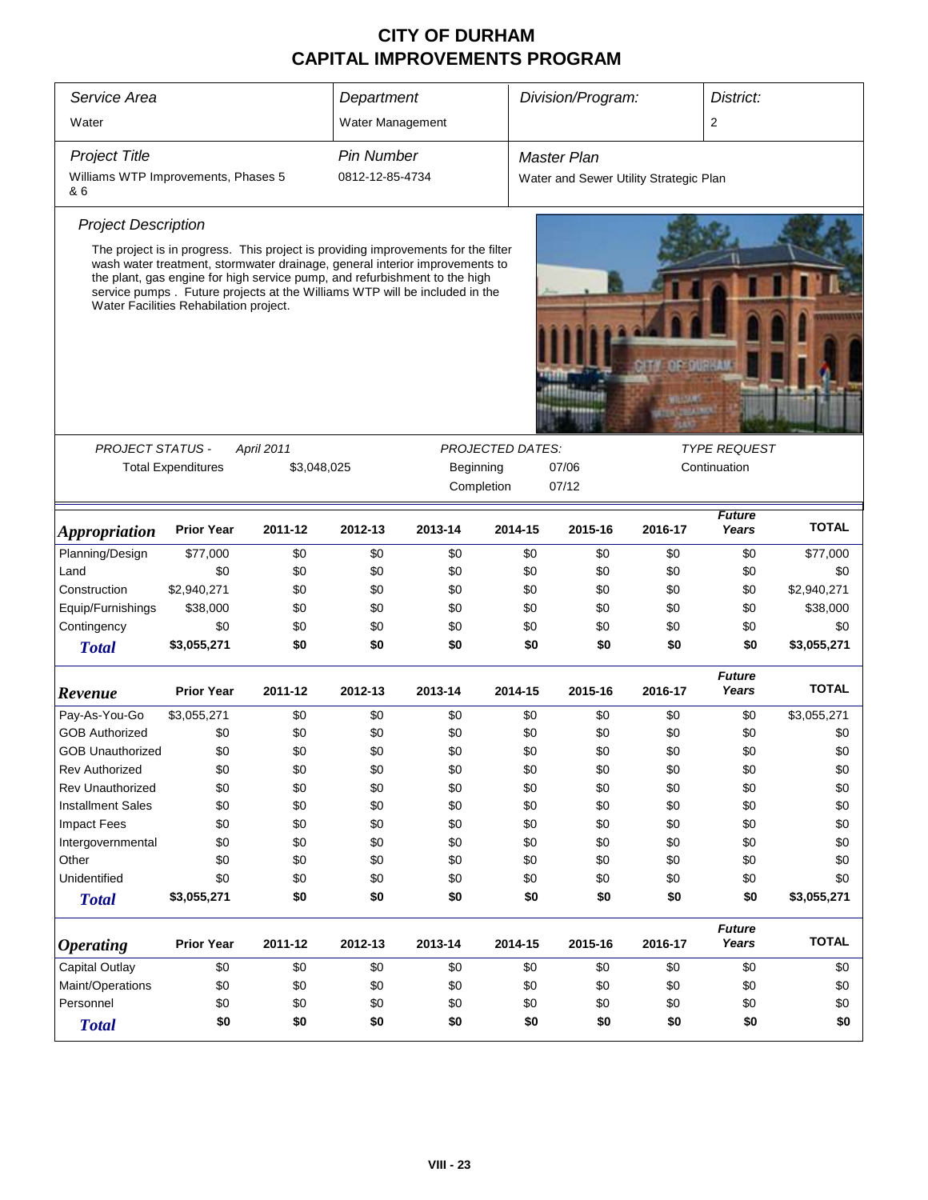# CITY OF DURHAM
# CAPITAL IMPROVEMENTS PROGRAM

| Service Area | Department | Division/Program: | District: |
|---|---|---|---|
| Water | Water Management | | 2 |

| Project Title | Pin Number | Master Plan |
|---|---|---|
| Williams WTP Improvements, Phases 5 & 6 | 0812-12-85-4734 | Water and Sewer Utility Strategic Plan |

### Project Description

The project is in progress. This project is providing improvements for the filter wash water treatment, stormwater drainage, general interior improvements to the plant, gas engine for high service pump, and refurbishment to the high service pumps . Future projects at the Williams WTP will be included in the Water Facilities Rehabilitation project.

| PROJECT STATUS - | April 2011 | PROJECTED DATES: | | TYPE REQUEST |
|---|---|---|---|---|
| Total Expenditures | $3,048,025 | Beginning | 07/06 | Continuation |
| | | Completion | 07/12 | |

| *Appropriation* | Prior Year | 2011-12 | 2012-13 | 2013-14 | 2014-15 | 2015-16 | 2016-17 | *Future Years* | TOTAL |
|---|---|---|---|---|---|---|---|---|---|
| Planning/Design | $77,000 | $0 | $0 | $0 | $0 | $0 | $0 | $0 | $77,000 |
| Land | $0 | $0 | $0 | $0 | $0 | $0 | $0 | $0 | $0 |
| Construction | $2,940,271 | $0 | $0 | $0 | $0 | $0 | $0 | $0 | $2,940,271 |
| Equip/Furnishings | $38,000 | $0 | $0 | $0 | $0 | $0 | $0 | $0 | $38,000 |
| Contingency | $0 | $0 | $0 | $0 | $0 | $0 | $0 | $0 | $0 |
| ***Total*** | **$3,055,271** | **$0** | **$0** | **$0** | **$0** | **$0** | **$0** | **$0** | **$3,055,271** |

| *Revenue* | Prior Year | 2011-12 | 2012-13 | 2013-14 | 2014-15 | 2015-16 | 2016-17 | *Future Years* | TOTAL |
|---|---|---|---|---|---|---|---|---|---|
| Pay-As-You-Go | $3,055,271 | $0 | $0 | $0 | $0 | $0 | $0 | $0 | $3,055,271 |
| GOB Authorized | $0 | $0 | $0 | $0 | $0 | $0 | $0 | $0 | $0 |
| GOB Unauthorized | $0 | $0 | $0 | $0 | $0 | $0 | $0 | $0 | $0 |
| Rev Authorized | $0 | $0 | $0 | $0 | $0 | $0 | $0 | $0 | $0 |
| Rev Unauthorized | $0 | $0 | $0 | $0 | $0 | $0 | $0 | $0 | $0 |
| Installment Sales | $0 | $0 | $0 | $0 | $0 | $0 | $0 | $0 | $0 |
| Impact Fees | $0 | $0 | $0 | $0 | $0 | $0 | $0 | $0 | $0 |
| Intergovernmental | $0 | $0 | $0 | $0 | $0 | $0 | $0 | $0 | $0 |
| Other | $0 | $0 | $0 | $0 | $0 | $0 | $0 | $0 | $0 |
| Unidentified | $0 | $0 | $0 | $0 | $0 | $0 | $0 | $0 | $0 |
| ***Total*** | **$3,055,271** | **$0** | **$0** | **$0** | **$0** | **$0** | **$0** | **$0** | **$3,055,271** |

| *Operating* | Prior Year | 2011-12 | 2012-13 | 2013-14 | 2014-15 | 2015-16 | 2016-17 | *Future Years* | TOTAL |
|---|---|---|---|---|---|---|---|---|---|
| Capital Outlay | $0 | $0 | $0 | $0 | $0 | $0 | $0 | $0 | $0 |
| Maint/Operations | $0 | $0 | $0 | $0 | $0 | $0 | $0 | $0 | $0 |
| Personnel | $0 | $0 | $0 | $0 | $0 | $0 | $0 | $0 | $0 |
| ***Total*** | **$0** | **$0** | **$0** | **$0** | **$0** | **$0** | **$0** | **$0** | **$0** |